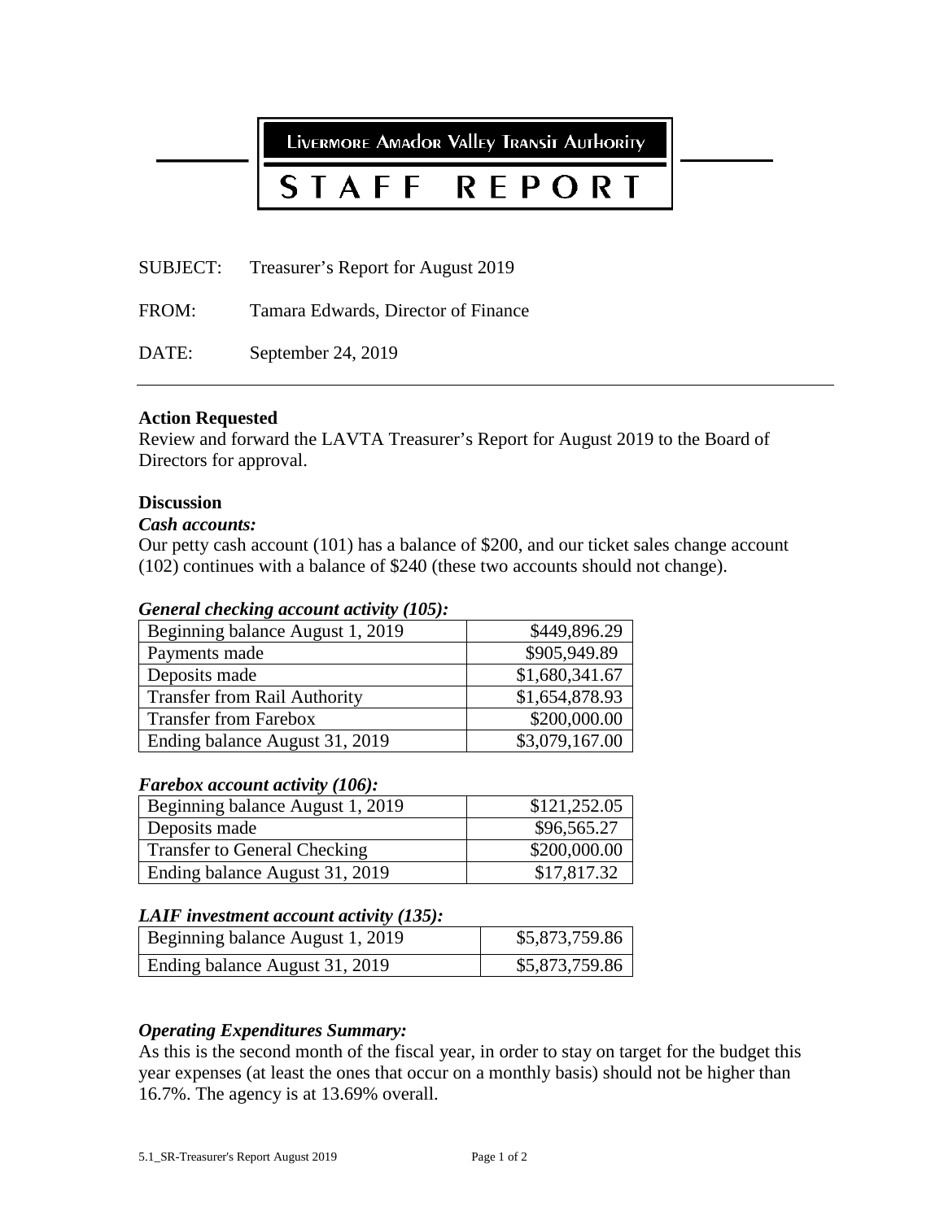Livermore Amador Valley Transit Authority

# STAFF REPORT

SUBJECT: Treasurer's Report for August 2019

FROM: Tamara Edwards, Director of Finance

DATE: September 24, 2019

---

**Action Requested**

Review and forward the LAVTA Treasurer's Report for August 2019 to the Board of Directors for approval.

**Discussion**

***Cash accounts:***

Our petty cash account (101) has a balance of $200, and our ticket sales change account (102) continues with a balance of $240 (these two accounts should not change).

***General checking account activity (105):***

| | |
|---|---|
| Beginning balance August 1, 2019 | $449,896.29 |
| Payments made | $905,949.89 |
| Deposits made | $1,680,341.67 |
| Transfer from Rail Authority | $1,654,878.93 |
| Transfer from Farebox | $200,000.00 |
| Ending balance August 31, 2019 | $3,079,167.00 |

***Farebox account activity (106):***

| | |
|---|---|
| Beginning balance August 1, 2019 | $121,252.05 |
| Deposits made | $96,565.27 |
| Transfer to General Checking | $200,000.00 |
| Ending balance August 31, 2019 | $17,817.32 |

***LAIF investment account activity (135):***

| | |
|---|---|
| Beginning balance August 1, 2019 | $5,873,759.86 |
| Ending balance August 31, 2019 | $5,873,759.86 |

***Operating Expenditures Summary:***

As this is the second month of the fiscal year, in order to stay on target for the budget this year expenses (at least the ones that occur on a monthly basis) should not be higher than 16.7%. The agency is at 13.69% overall.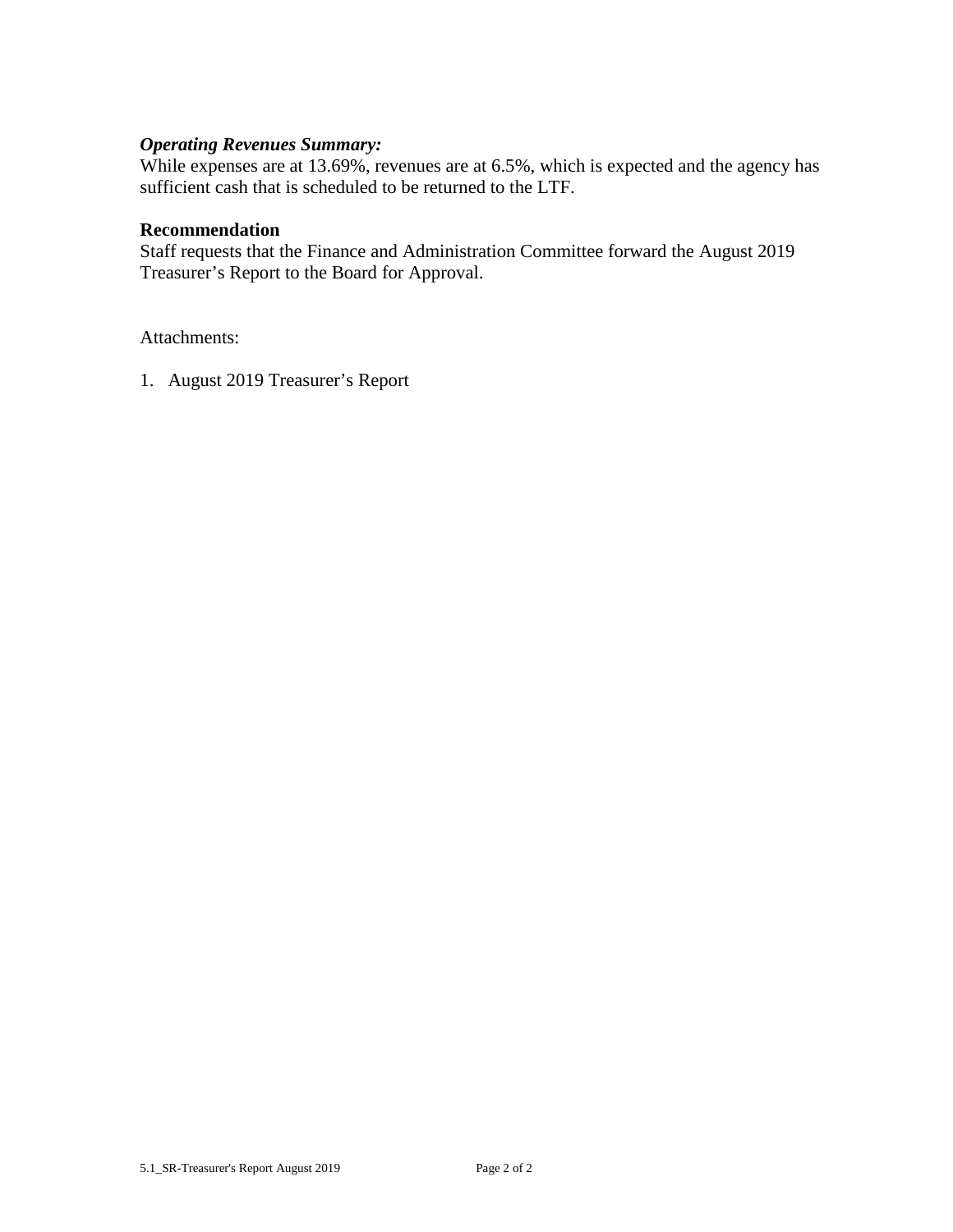***Operating Revenues Summary:***

While expenses are at 13.69%, revenues are at 6.5%, which is expected and the agency has sufficient cash that is scheduled to be returned to the LTF.

**Recommendation**

Staff requests that the Finance and Administration Committee forward the August 2019 Treasurer's Report to the Board for Approval.

Attachments:

1. August 2019 Treasurer's Report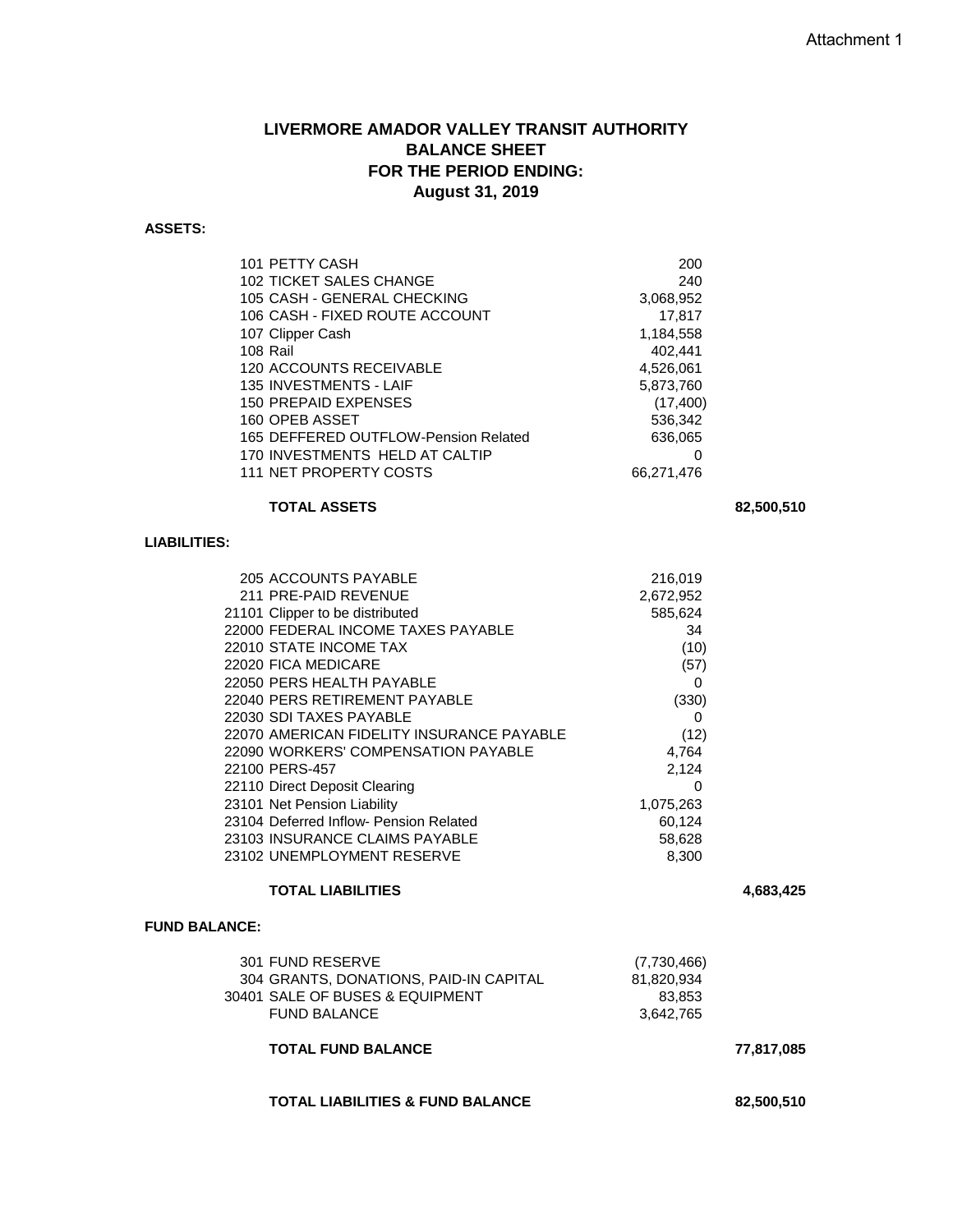Attachment 1

# LIVERMORE AMADOR VALLEY TRANSIT AUTHORITY
## BALANCE SHEET
## FOR THE PERIOD ENDING:
## August 31, 2019

**ASSETS:**

| Account | Amount | Total |
|---|---|---|
| 101 PETTY CASH | 200 | |
| 102 TICKET SALES CHANGE | 240 | |
| 105 CASH - GENERAL CHECKING | 3,068,952 | |
| 106 CASH - FIXED ROUTE ACCOUNT | 17,817 | |
| 107 Clipper Cash | 1,184,558 | |
| 108 Rail | 402,441 | |
| 120 ACCOUNTS RECEIVABLE | 4,526,061 | |
| 135 INVESTMENTS - LAIF | 5,873,760 | |
| 150 PREPAID EXPENSES | (17,400) | |
| 160 OPEB ASSET | 536,342 | |
| 165 DEFFERED OUTFLOW-Pension Related | 636,065 | |
| 170 INVESTMENTS HELD AT CALTIP | 0 | |
| 111 NET PROPERTY COSTS | 66,271,476 | |
| **TOTAL ASSETS** | | **82,500,510** |

**LIABILITIES:**

| Account | Amount | Total |
|---|---|---|
| 205 ACCOUNTS PAYABLE | 216,019 | |
| 211 PRE-PAID REVENUE | 2,672,952 | |
| 21101 Clipper to be distributed | 585,624 | |
| 22000 FEDERAL INCOME TAXES PAYABLE | 34 | |
| 22010 STATE INCOME TAX | (10) | |
| 22020 FICA MEDICARE | (57) | |
| 22050 PERS HEALTH PAYABLE | 0 | |
| 22040 PERS RETIREMENT PAYABLE | (330) | |
| 22030 SDI TAXES PAYABLE | 0 | |
| 22070 AMERICAN FIDELITY INSURANCE PAYABLE | (12) | |
| 22090 WORKERS' COMPENSATION PAYABLE | 4,764 | |
| 22100 PERS-457 | 2,124 | |
| 22110 Direct Deposit Clearing | 0 | |
| 23101 Net Pension Liability | 1,075,263 | |
| 23104 Deferred Inflow- Pension Related | 60,124 | |
| 23103 INSURANCE CLAIMS PAYABLE | 58,628 | |
| 23102 UNEMPLOYMENT RESERVE | 8,300 | |
| **TOTAL LIABILITIES** | | **4,683,425** |

**FUND BALANCE:**

| Account | Amount | Total |
|---|---|---|
| 301 FUND RESERVE | (7,730,466) | |
| 304 GRANTS, DONATIONS, PAID-IN CAPITAL | 81,820,934 | |
| 30401 SALE OF BUSES & EQUIPMENT | 83,853 | |
| FUND BALANCE | 3,642,765 | |
| **TOTAL FUND BALANCE** | | **77,817,085** |
| **TOTAL LIABILITIES & FUND BALANCE** | | **82,500,510** |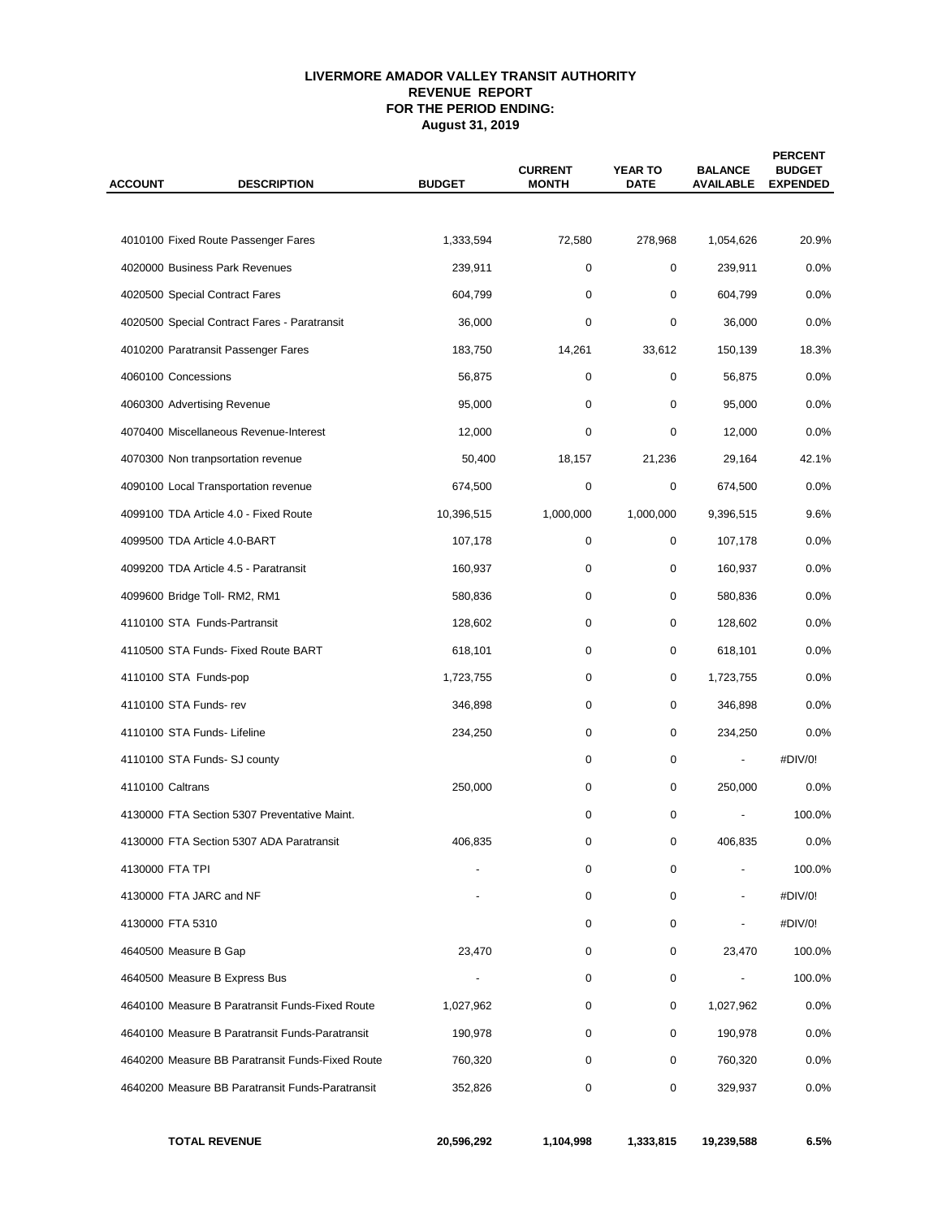# LIVERMORE AMADOR VALLEY TRANSIT AUTHORITY
## REVENUE REPORT
## FOR THE PERIOD ENDING:
## August 31, 2019

| ACCOUNT | DESCRIPTION | BUDGET | CURRENT MONTH | YEAR TO DATE | BALANCE AVAILABLE | PERCENT BUDGET EXPENDED |
|---|---|---|---|---|---|---|
| 4010100 | Fixed Route Passenger Fares | 1,333,594 | 72,580 | 278,968 | 1,054,626 | 20.9% |
| 4020000 | Business Park Revenues | 239,911 | 0 | 0 | 239,911 | 0.0% |
| 4020500 | Special Contract Fares | 604,799 | 0 | 0 | 604,799 | 0.0% |
| 4020500 | Special Contract Fares - Paratransit | 36,000 | 0 | 0 | 36,000 | 0.0% |
| 4010200 | Paratransit Passenger Fares | 183,750 | 14,261 | 33,612 | 150,139 | 18.3% |
| 4060100 | Concessions | 56,875 | 0 | 0 | 56,875 | 0.0% |
| 4060300 | Advertising Revenue | 95,000 | 0 | 0 | 95,000 | 0.0% |
| 4070400 | Miscellaneous Revenue-Interest | 12,000 | 0 | 0 | 12,000 | 0.0% |
| 4070300 | Non tranpsortation revenue | 50,400 | 18,157 | 21,236 | 29,164 | 42.1% |
| 4090100 | Local Transportation revenue | 674,500 | 0 | 0 | 674,500 | 0.0% |
| 4099100 | TDA Article 4.0 - Fixed Route | 10,396,515 | 1,000,000 | 1,000,000 | 9,396,515 | 9.6% |
| 4099500 | TDA Article 4.0-BART | 107,178 | 0 | 0 | 107,178 | 0.0% |
| 4099200 | TDA Article 4.5 - Paratransit | 160,937 | 0 | 0 | 160,937 | 0.0% |
| 4099600 | Bridge Toll- RM2, RM1 | 580,836 | 0 | 0 | 580,836 | 0.0% |
| 4110100 | STA Funds-Partransit | 128,602 | 0 | 0 | 128,602 | 0.0% |
| 4110500 | STA Funds- Fixed Route BART | 618,101 | 0 | 0 | 618,101 | 0.0% |
| 4110100 | STA Funds-pop | 1,723,755 | 0 | 0 | 1,723,755 | 0.0% |
| 4110100 | STA Funds- rev | 346,898 | 0 | 0 | 346,898 | 0.0% |
| 4110100 | STA Funds- Lifeline | 234,250 | 0 | 0 | 234,250 | 0.0% |
| 4110100 | STA Funds- SJ county | | 0 | 0 | - | #DIV/0! |
| 4110100 | Caltrans | 250,000 | 0 | 0 | 250,000 | 0.0% |
| 4130000 | FTA Section 5307 Preventative Maint. | | 0 | 0 | - | 100.0% |
| 4130000 | FTA Section 5307 ADA Paratransit | 406,835 | 0 | 0 | 406,835 | 0.0% |
| 4130000 | FTA TPI | - | 0 | 0 | - | 100.0% |
| 4130000 | FTA JARC and NF | - | 0 | 0 | - | #DIV/0! |
| 4130000 | FTA 5310 | | 0 | 0 | - | #DIV/0! |
| 4640500 | Measure B Gap | 23,470 | 0 | 0 | 23,470 | 100.0% |
| 4640500 | Measure B Express Bus | - | 0 | 0 | - | 100.0% |
| 4640100 | Measure B Paratransit Funds-Fixed Route | 1,027,962 | 0 | 0 | 1,027,962 | 0.0% |
| 4640100 | Measure B Paratransit Funds-Paratransit | 190,978 | 0 | 0 | 190,978 | 0.0% |
| 4640200 | Measure BB Paratransit Funds-Fixed Route | 760,320 | 0 | 0 | 760,320 | 0.0% |
| 4640200 | Measure BB Paratransit Funds-Paratransit | 352,826 | 0 | 0 | 329,937 | 0.0% |
| | **TOTAL REVENUE** | **20,596,292** | **1,104,998** | **1,333,815** | **19,239,588** | **6.5%** |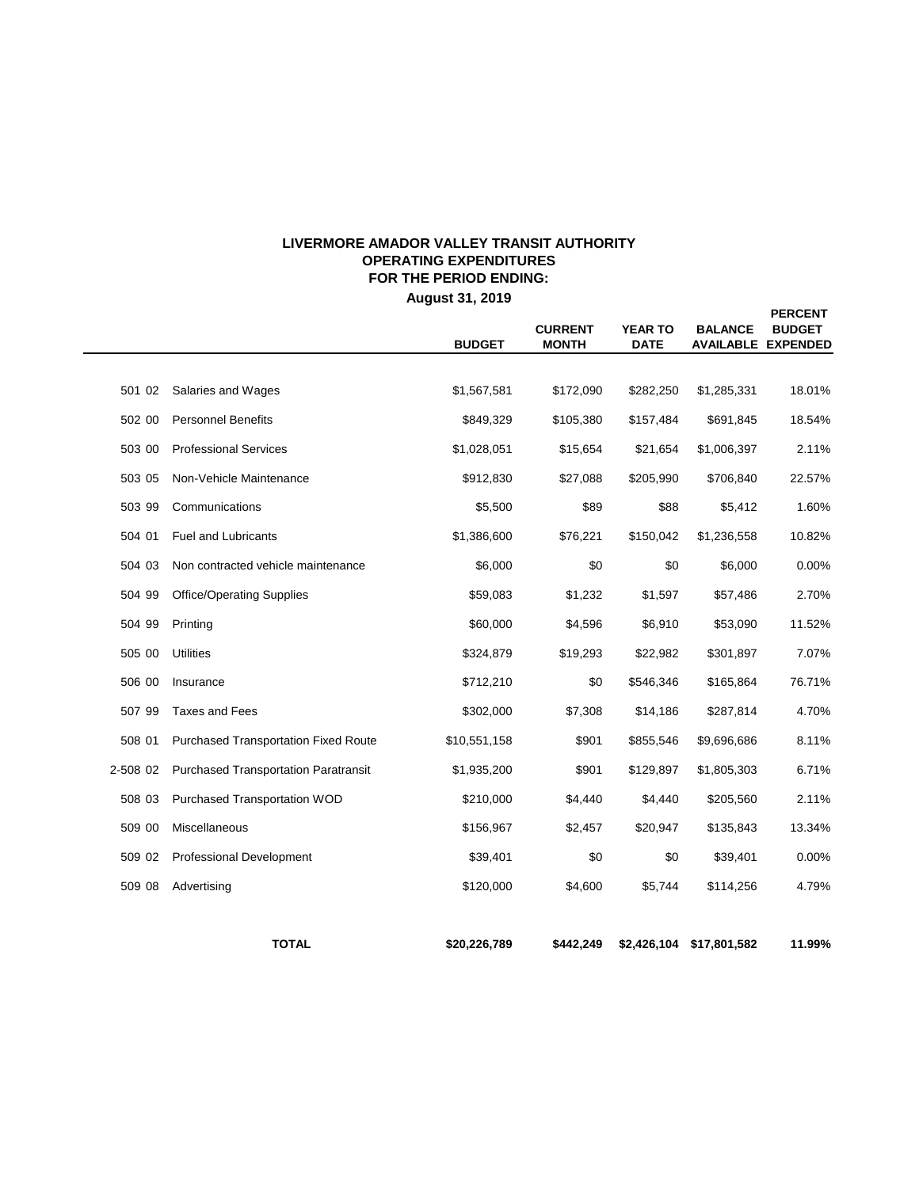**LIVERMORE AMADOR VALLEY TRANSIT AUTHORITY**
**OPERATING EXPENDITURES**
**FOR THE PERIOD ENDING:**
**August 31, 2019**

| | | BUDGET | CURRENT MONTH | YEAR TO DATE | BALANCE AVAILABLE | PERCENT BUDGET EXPENDED |
|---|---|---|---|---|---|---|
| 501 02 | Salaries and Wages | $1,567,581 | $172,090 | $282,250 | $1,285,331 | 18.01% |
| 502 00 | Personnel Benefits | $849,329 | $105,380 | $157,484 | $691,845 | 18.54% |
| 503 00 | Professional Services | $1,028,051 | $15,654 | $21,654 | $1,006,397 | 2.11% |
| 503 05 | Non-Vehicle Maintenance | $912,830 | $27,088 | $205,990 | $706,840 | 22.57% |
| 503 99 | Communications | $5,500 | $89 | $88 | $5,412 | 1.60% |
| 504 01 | Fuel and Lubricants | $1,386,600 | $76,221 | $150,042 | $1,236,558 | 10.82% |
| 504 03 | Non contracted vehicle maintenance | $6,000 | $0 | $0 | $6,000 | 0.00% |
| 504 99 | Office/Operating Supplies | $59,083 | $1,232 | $1,597 | $57,486 | 2.70% |
| 504 99 | Printing | $60,000 | $4,596 | $6,910 | $53,090 | 11.52% |
| 505 00 | Utilities | $324,879 | $19,293 | $22,982 | $301,897 | 7.07% |
| 506 00 | Insurance | $712,210 | $0 | $546,346 | $165,864 | 76.71% |
| 507 99 | Taxes and Fees | $302,000 | $7,308 | $14,186 | $287,814 | 4.70% |
| 508 01 | Purchased Transportation Fixed Route | $10,551,158 | $901 | $855,546 | $9,696,686 | 8.11% |
| 2-508 02 | Purchased Transportation Paratransit | $1,935,200 | $901 | $129,897 | $1,805,303 | 6.71% |
| 508 03 | Purchased Transportation WOD | $210,000 | $4,440 | $4,440 | $205,560 | 2.11% |
| 509 00 | Miscellaneous | $156,967 | $2,457 | $20,947 | $135,843 | 13.34% |
| 509 02 | Professional Development | $39,401 | $0 | $0 | $39,401 | 0.00% |
| 509 08 | Advertising | $120,000 | $4,600 | $5,744 | $114,256 | 4.79% |
| | **TOTAL** | **$20,226,789** | **$442,249** | **$2,426,104** | **$17,801,582** | **11.99%** |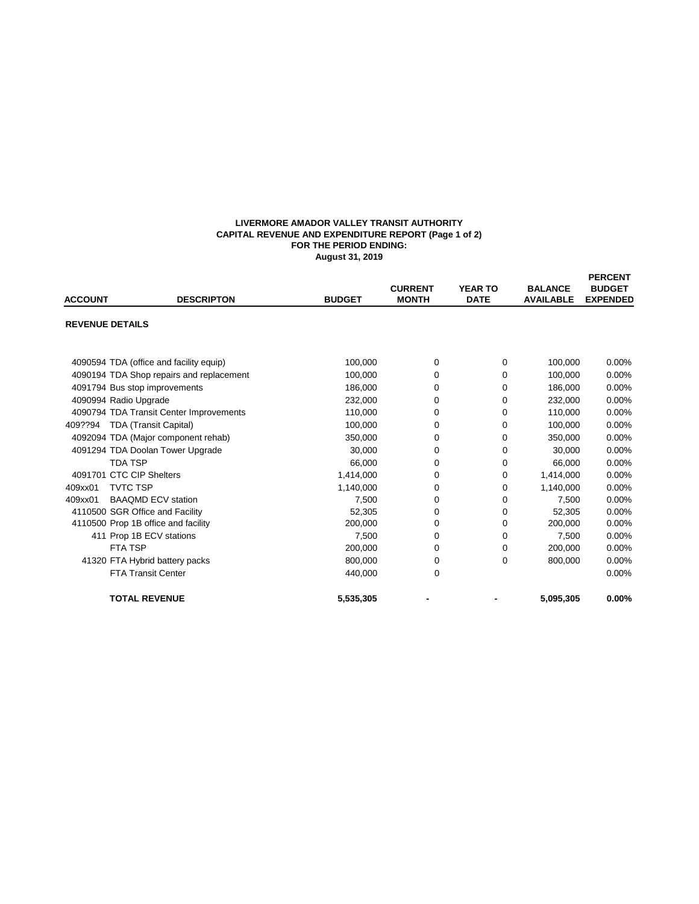**LIVERMORE AMADOR VALLEY TRANSIT AUTHORITY**
**CAPITAL REVENUE AND EXPENDITURE REPORT (Page 1 of 2)**
**FOR THE PERIOD ENDING:**
**August 31, 2019**

| ACCOUNT | DESCRIPTON | BUDGET | CURRENT MONTH | YEAR TO DATE | BALANCE AVAILABLE | PERCENT BUDGET EXPENDED |
|---|---|---|---|---|---|---|
| **REVENUE DETAILS** | | | | | | |
| 4090594 | TDA (office and facility equip) | 100,000 | 0 | 0 | 100,000 | 0.00% |
| 4090194 | TDA Shop repairs and replacement | 100,000 | 0 | 0 | 100,000 | 0.00% |
| 4091794 | Bus stop improvements | 186,000 | 0 | 0 | 186,000 | 0.00% |
| 4090994 | Radio Upgrade | 232,000 | 0 | 0 | 232,000 | 0.00% |
| 4090794 | TDA Transit Center Improvements | 110,000 | 0 | 0 | 110,000 | 0.00% |
| 409??94 | TDA (Transit Capital) | 100,000 | 0 | 0 | 100,000 | 0.00% |
| 4092094 | TDA (Major component rehab) | 350,000 | 0 | 0 | 350,000 | 0.00% |
| 4091294 | TDA Doolan Tower Upgrade | 30,000 | 0 | 0 | 30,000 | 0.00% |
| | TDA TSP | 66,000 | 0 | 0 | 66,000 | 0.00% |
| 4091701 | CTC CIP Shelters | 1,414,000 | 0 | 0 | 1,414,000 | 0.00% |
| 409xx01 | TVTC TSP | 1,140,000 | 0 | 0 | 1,140,000 | 0.00% |
| 409xx01 | BAAQMD ECV station | 7,500 | 0 | 0 | 7,500 | 0.00% |
| 4110500 | SGR Office and Facility | 52,305 | 0 | 0 | 52,305 | 0.00% |
| 4110500 | Prop 1B office and facility | 200,000 | 0 | 0 | 200,000 | 0.00% |
| 411 | Prop 1B ECV stations | 7,500 | 0 | 0 | 7,500 | 0.00% |
| | FTA TSP | 200,000 | 0 | 0 | 200,000 | 0.00% |
| 41320 | FTA Hybrid battery packs | 800,000 | 0 | 0 | 800,000 | 0.00% |
| | FTA Transit Center | 440,000 | 0 | | | 0.00% |
| | **TOTAL REVENUE** | **5,535,305** | **-** | **-** | **5,095,305** | **0.00%** |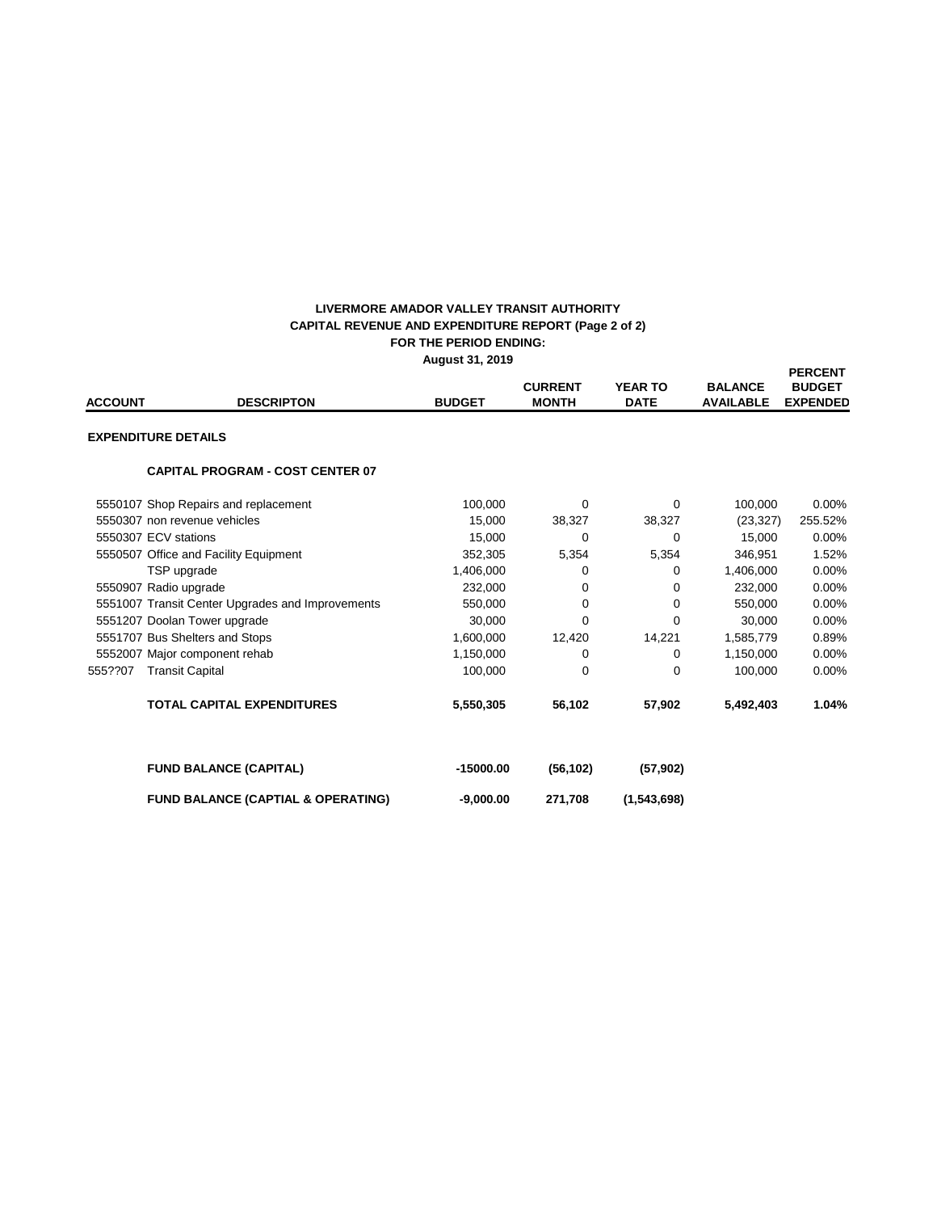**LIVERMORE AMADOR VALLEY TRANSIT AUTHORITY**
**CAPITAL REVENUE AND EXPENDITURE REPORT (Page 2 of 2)**
**FOR THE PERIOD ENDING:**
**August 31, 2019**

| ACCOUNT | DESCRIPTON | BUDGET | CURRENT MONTH | YEAR TO DATE | BALANCE AVAILABLE | PERCENT BUDGET EXPENDED |
|---|---|---|---|---|---|---|
| **EXPENDITURE DETAILS** | | | | | | |
| | **CAPITAL PROGRAM - COST CENTER 07** | | | | | |
| 5550107 | Shop Repairs and replacement | 100,000 | 0 | 0 | 100,000 | 0.00% |
| 5550307 | non revenue vehicles | 15,000 | 38,327 | 38,327 | (23,327) | 255.52% |
| 5550307 | ECV stations | 15,000 | 0 | 0 | 15,000 | 0.00% |
| 5550507 | Office and Facility Equipment | 352,305 | 5,354 | 5,354 | 346,951 | 1.52% |
| | TSP upgrade | 1,406,000 | 0 | 0 | 1,406,000 | 0.00% |
| 5550907 | Radio upgrade | 232,000 | 0 | 0 | 232,000 | 0.00% |
| 5551007 | Transit Center Upgrades and Improvements | 550,000 | 0 | 0 | 550,000 | 0.00% |
| 5551207 | Doolan Tower upgrade | 30,000 | 0 | 0 | 30,000 | 0.00% |
| 5551707 | Bus Shelters and Stops | 1,600,000 | 12,420 | 14,221 | 1,585,779 | 0.89% |
| 5552007 | Major component rehab | 1,150,000 | 0 | 0 | 1,150,000 | 0.00% |
| 555??07 | Transit Capital | 100,000 | 0 | 0 | 100,000 | 0.00% |
| | **TOTAL CAPITAL EXPENDITURES** | **5,550,305** | **56,102** | **57,902** | **5,492,403** | **1.04%** |
| | **FUND BALANCE (CAPITAL)** | **-15000.00** | **(56,102)** | **(57,902)** | | |
| | **FUND BALANCE (CAPTIAL & OPERATING)** | **-9,000.00** | **271,708** | **(1,543,698)** | | |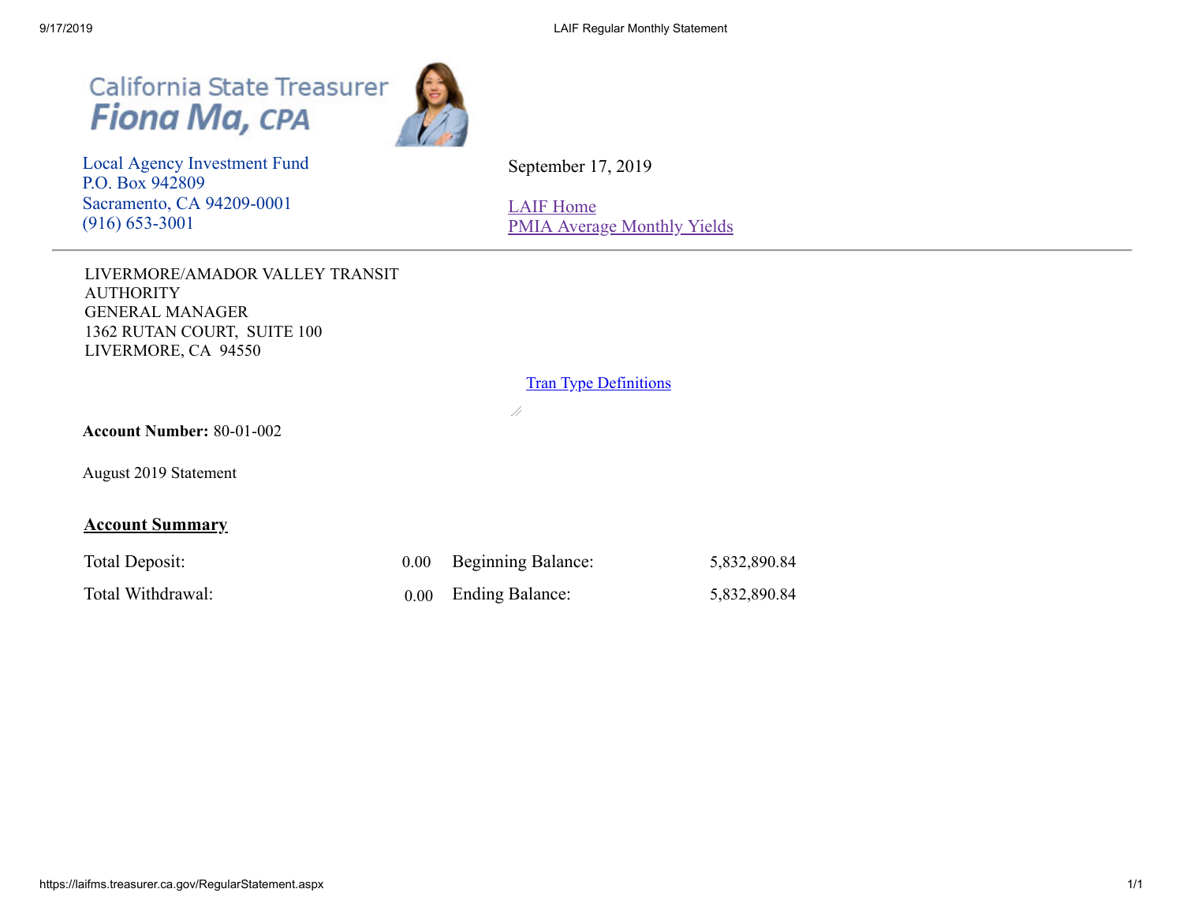California State Treasurer
**Fiona Ma, CPA**

Local Agency Investment Fund
P.O. Box 942809
Sacramento, CA 94209-0001
(916) 653-3001

September 17, 2019

[LAIF Home](#)
[PMIA Average Monthly Yields](#)

---

LIVERMORE/AMADOR VALLEY TRANSIT AUTHORITY
GENERAL MANAGER
1362 RUTAN COURT, SUITE 100
LIVERMORE, CA 94550

[Tran Type Definitions](#)

**Account Number:** 80-01-002

August 2019 Statement

## Account Summary

| | | | |
|---|---|---|---|
| Total Deposit: | 0.00 | Beginning Balance: | 5,832,890.84 |
| Total Withdrawal: | 0.00 | Ending Balance: | 5,832,890.84 |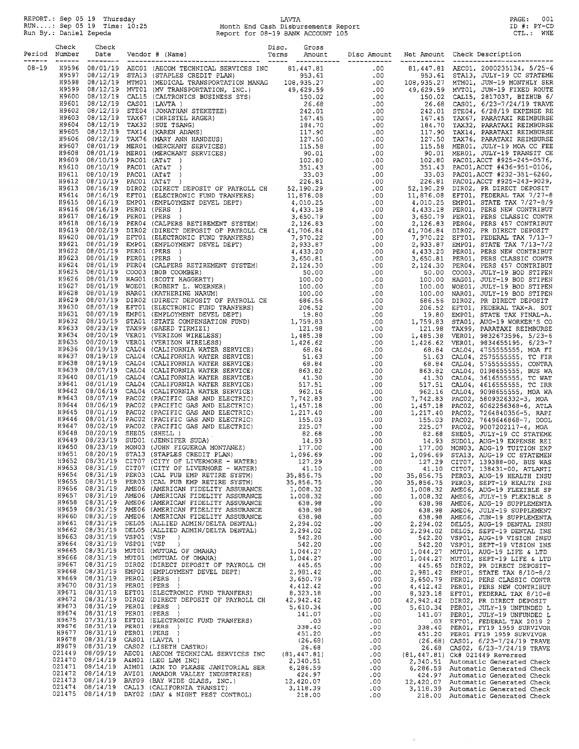REPORT.: Sep 05 19 Thursday
RUN....: Sep 05 19 Time: 10:25
Run By.: Daniel Zepeda

LAVTA
Month End Cash Disbursements Report
Report for 08-19 BANK ACCOUNT 105

ID #: PY-CD
CTL.: WHE

| Period | Check Number | Check Date | Vendor # (Name) | Disc. Terms | Gross Amount | Disc Amount | Net Amount | Check Description |
|---|---|---|---|---|---|---|---|---|
| 08-19 | H9596 | 08/01/19 | AEC01 (AECOM TECHNICAL SERVICES INC | | 81,447.81 | .00 | 81,447.81 | AEC01, 2000235134, 5/25-6 |
| | H9597 | 08/12/19 | STA13 (STAPLES CREDIT PLAN) | | 953.61 | .00 | 953.61 | STA13, JULY-19 CC STATEME |
| | H9598 | 08/12/19 | MTM01 (MEDICAL TRANSPORTATION MANAG | | 108,935.27 | .00 | 108,935.27 | MTM01, JUN-19 MONTHLY SER |
| | H9599 | 08/12/19 | MVT01 (MV TRANSPORTATION, INC.) | | 49,629.59 | .00 | 49,629.59 | MVT01, JUN-19 FIXED ROUTE |
| | H9600 | 08/12/19 | CAL15 (CALTRONICS BUSINESS SYS) | | 150.02 | .00 | 150.02 | CAL15, 2817037, BIZHUB 6/ |
| | H9601 | 08/12/19 | CAS01 (LAVTA ) | | 26.68 | .00 | 26.68 | CAS01, 6/23-7/24/19 TRAVE |
| | H9602 | 08/12/19 | STE04 (JONATHAN STEKETEE) | | 242.01 | .00 | 242.01 | STE04, 6/28/19 EXPENSE RE |
| | H9603 | 08/12/19 | TAX67 (CHRISTEL RAGER) | | 167.45 | .00 | 167.45 | TAX67, PARATAXI REIMBURSE |
| | H9604 | 08/12/19 | TAX32 (SUE TSANG) | | 184.70 | .00 | 184.70 | TAX32, PARATAXI REIMBURSE |
| | H9605 | 08/12/19 | TAX14 (KAREN ADAMS) | | 117.90 | .00 | 117.90 | TAX14, PARATAXI REIMBURSE |
| | H9606 | 08/12/19 | TAX76 (MARY ANN HANDZUS) | | 127.50 | .00 | 127.50 | TAX76, PARATAXI REIMBURSE |
| | H9607 | 08/01/19 | MER01 (MERCHANT SERVICES) | | 115.58 | .00 | 115.58 | MER01, JULY-19 MOA CC FEE |
| | H9608 | 08/01/19 | MER01 (MERCHANT SERVICES) | | 90.01 | .00 | 90.01 | MER01, JULY-19 TRANSIT CE |
| | H9609 | 08/10/19 | PAC01 (AT&T ) | | 102.80 | .00 | 102.80 | PAC01,ACCT #925-245-0576, |
| | H9610 | 08/10/19 | PAC01 (AT&T ) | | 351.43 | .00 | 351.43 | PAC01,ACCT #436-951-0106, |
| | H9611 | 08/10/19 | PAC01 (AT&T ) | | 33.03 | .00 | 33.03 | PAC01,ACCT #232-351-6260, |
| | H9612 | 08/10/19 | PAC01 (AT&T ) | | 226.81 | .00 | 226.81 | PAC01,ACCT #925-243-9029, |
| | H9613 | 08/16/19 | DIR02 (DIRECT DEPOSIT OF PAYROLL CH | | 52,190.29 | .00 | 52,190.29 | DIR02, PR DIRECT DEPOSIT |
| | H9614 | 08/16/19 | EFT01 (ELECTRONIC FUND TRANFERS) | | 11,876.08 | .00 | 11,876.08 | EFT01, FEDERAL TAX 7/27-8 |
| | H9615 | 08/16/19 | EMP01 (EMPLOYMENT DEVEL DEPT) | | 4,010.25 | .00 | 4,010.25 | EMP01, STATE TAX 7/27-8/9 |
| | H9616 | 08/16/19 | PER01 (PERS ) | | 4,433.18 | .00 | 4,433.18 | PER01, PERS NEW CONTRIBUT |
| | H9617 | 08/16/19 | PER01 (PERS ) | | 3,650.79 | .00 | 3,650.79 | PER01, PERS CLASSIC CONTR |
| | H9618 | 08/16/19 | PER04 (CALPERS RETIREMENT SYSTEM) | | 2,126.83 | .00 | 2,126.83 | PER04, PERS 457 CONTRIBUT |
| | H9619 | 08/02/19 | DIR02 (DIRECT DEPOSIT OF PAYROLL CH | | 41,706.84 | .00 | 41,706.84 | DIR02, PR DIRECT DEPOSIT |
| | H9620 | 08/01/19 | EFT01 (ELECTRONIC FUND TRANFERS) | | 7,970.22 | .00 | 7,970.22 | EFT01, FEDERAL TAX 7/13-7 |
| | H9621 | 08/01/19 | EMP01 (EMPLOYMENT DEVEL DEPT) | | 2,933.87 | .00 | 2,933.87 | EMP01, STATE TAX 7/13-7/2 |
| | H9622 | 08/01/19 | PER01 (PERS ) | | 4,433.20 | .00 | 4,433.20 | PER01, PERS NEW CONTRIBUT |
| | H9623 | 08/01/19 | PER01 (PERS ) | | 3,650.81 | .00 | 3,650.81 | PER01, PERS CLASSIC CONTR |
| | H9624 | 08/01/19 | PER04 (CALPERS RETIREMENT SYSTEM) | | 2,124.30 | .00 | 2,124.30 | PER04, PERS 457 CONTRIBUT |
| | H9625 | 08/01/19 | COO03 (BOB COOMBER) | | 50.00 | .00 | 50.00 | COO03, JULY-19 BOD STIPEN |
| | H9626 | 08/01/19 | HAG01 (SCOTT HAGGERTY) | | 100.00 | .00 | 100.00 | HAG01, JULY-19 BOD STIPEN |
| | H9627 | 08/01/19 | WOE01 (ROBERT L. WOERNER) | | 100.00 | .00 | 100.00 | WOE01, JULY-19 BOD STIPEN |
| | H9628 | 08/01/19 | NAR01 (KATHERINE NARUM) | | 100.00 | .00 | 100.00 | NAR01, JULY-19 BOD STIPEN |
| | H9629 | 08/07/19 | DIR02 (DIRECT DEPOSIT OF PAYROLL CH | | 686.56 | .00 | 686.56 | DIR02, PR DIRECT DEPOSIT |
| | H9630 | 08/07/19 | EFT01 (ELECTRONIC FUND TRANFERS) | | 206.52 | .00 | 206.52 | EFT01, FEDERAL TAX-A. SOT |
| | H9631 | 08/07/19 | EMP01 (EMPLOYMENT DEVEL DEPT) | | 19.80 | .00 | 19.80 | EMP01, STATE TAX FINAL-A. |
| | H9632 | 08/10/19 | STA01 (STATE COMPENSATION FUND) | | 1,759.83 | .00 | 1,759.83 | STA01, AUG-19 WORKER'S CO |
| | H9633 | 08/23/19 | TAX99 (SAEED TIRMIZI) | | 121.98 | .00 | 121.98 | TAX99, PARATAXI REIMBURSE |
| | H9634 | 08/20/19 | VER01 (VERIZON WIRELESS) | | 1,485.38 | .00 | 1,485.38 | VER01, 9832673596, 5/23-6 |
| | H9635 | 08/20/19 | VER01 (VERIZON WIRELESS) | | 1,426.62 | .00 | 1,426.62 | VER01, 9834655195, 6/23-7 |
| | H9636 | 08/19/19 | CAL04 (CALIFORNIA WATER SERVICE) | | 68.84 | .00 | 68.84 | CAL04, 4755555555, MOA FI |
| | H9637 | 08/19/19 | CAL04 (CALIFORNIA WATER SERVICE) | | 51.63 | .00 | 51.63 | CAL04, 2575555555, TC FIR |
| | H9638 | 08/19/19 | CAL04 (CALIFORNIA WATER SERVICE) | | 68.84 | .00 | 68.84 | CAL04, 5755555555, CONTRA |
| | H9639 | 08/07/19 | CAL04 (CALIFORNIA WATER SERVICE) | | 863.82 | .00 | 863.82 | CAL04, 0198655555, BUS WA |
| | H9640 | 08/01/19 | CAL04 (CALIFORNIA WATER SERVICE) | | 41.30 | .00 | 41.30 | CAL04, 3616555555, TC WAT |
| | H9641 | 08/01/19 | CAL04 (CALIFORNIA WATER SERVICE) | | 517.51 | .00 | 517.51 | CAL04, 4616555555, TC IRR |
| | H9642 | 08/06/19 | CAL04 (CALIFORNIA WATER SERVICE) | | 962.16 | .00 | 962.16 | CAL04, 9098655555, MOA WA |
| | H9643 | 08/07/19 | PAC02 (PACIFIC GAS AND ELECTRIC) | | 7,742.83 | .00 | 7,742.83 | PAC02, 5809326332-3, MOA |
| | H9644 | 08/06/19 | PAC02 (PACIFIC GAS AND ELECTRIC) | | 1,457.18 | .00 | 1,457.18 | PAC02, 6062256368-6, ATLA |
| | H9645 | 08/01/19 | PAC02 (PACIFIC GAS AND ELECTRIC) | | 1,217.40 | .00 | 1,217.40 | PAC02, 7264840356-5, RAPI |
| | H9646 | 08/01/19 | PAC02 (PACIFIC GAS AND ELECTRIC) | | 155.03 | .00 | 155.03 | PAC02, 7649646868-7, DOOL |
| | H9647 | 08/02/19 | PAC02 (PACIFIC GAS AND ELECTRIC) | | 225.07 | .00 | 225.07 | PAC02, 9007202117-4, MOA |
| | H9648 | 08/20/19 | SHE05 (SHELL ) | | 82.68 | .00 | 82.68 | SHE05, JULY-19 CC STATEME |
| | H9649 | 08/23/19 | SUD01 (JENNIFER SUDA) | | 14.93 | .00 | 14.93 | SUD01, AUG-19 EXPENSE REI |
| | H9650 | 08/23/19 | MON03 (JOHN FIGUEROA MONTANEZ) | | 177.00 | .00 | 177.00 | MON03, AUG-19 TUITION EXP |
| | H9651 | 08/20/19 | STA13 (STAPLES CREDIT PLAN) | | 1,096.69 | .00 | 1,096.69 | STA13, AUG-19 CC STATEMEN |
| | H9652 | 08/31/19 | CIT07 (CITY OF LIVERMORE - WATER) | | 127.29 | .00 | 127.29 | CIT07, 139388-00, BUS WAS |
| | H9653 | 08/31/19 | CIT07 (CITY OF LIVERMORE - WATER) | | 41.10 | .00 | 41.10 | CIT07, 138431-00, ATLANTI |
| | H9654 | 08/31/19 | PER03 (CAL PUB EMP RETIRE SYSTM) | | 35,856.75 | .00 | 35,856.75 | PER03, AUG-19 HEALTH INSU |
| | H9655 | 08/31/19 | PER03 (CAL PUB EMP RETIRE SYSTM) | | 35,856.75 | .00 | 35,856.75 | PER03, SEPT-19 HEALTH INS |
| | H9656 | 08/31/19 | AME06 (AMERICAN FIDELITY ASSURANCE | | 1,008.32 | .00 | 1,008.32 | AME06, AUG-19 FLEXIBLE SP |
| | H9657 | 08/31/19 | AME06 (AMERICAN FIDELITY ASSURANCE | | 1,008.32 | .00 | 1,008.32 | AME06, JULY-19 FLEXIBLE S |
| | H9658 | 08/31/19 | AME06 (AMERICAN FIDELITY ASSURANCE | | 638.98 | .00 | 638.98 | AME06, AUG-19 SUPPLEMENTA |
| | H9659 | 08/31/19 | AME06 (AMERICAN FIDELITY ASSURANCE | | 638.98 | .00 | 638.98 | AME06, JULY-19 SUPPLEMENT |
| | H9660 | 08/31/19 | AME06 (AMERICAN FIDELITY ASSURANCE | | 638.98 | .00 | 638.98 | AME06, JUN-19 SUPPLEMENTA |
| | H9661 | 08/31/19 | DEL05 (ALLIED ADMIN/DELTA DENTAL) | | 2,294.02 | .00 | 2,294.02 | DEL05, AUG-19 DENTAL INSU |
| | H9662 | 08/31/19 | DEL05 (ALLIED ADMIN/DELTA DENTAL) | | 2,294.02 | .00 | 2,294.02 | DEL05, SEPT-19 DENTAL INS |
| | H9663 | 08/31/19 | VSP01 (VSP ) | | 542.20 | .00 | 542.20 | VSP01, AUG-19 VISION INSU |
| | H9664 | 08/31/19 | VSP01 (VSP ) | | 542.20 | .00 | 542.20 | VSP01, SEPT-19 VISION INS |
| | H9665 | 08/31/19 | MUT01 (MUTUAL OF OMAHA) | | 1,044.27 | .00 | 1,044.27 | MUT01, AUG-19 LIFE & LTD |
| | H9666 | 08/31/19 | MUT01 (MUTUAL OF OMAHA) | | 1,044.27 | .00 | 1,044.27 | MUT01, SEPT-19 LIFE & LTD |
| | H9667 | 08/31/19 | DIR02 (DIRECT DEPOSIT OF PAYROLL CH | | 445.65 | .00 | 445.65 | DIR02, PR DIRECT DEPOSIT- |
| | H9668 | 08/31/19 | EMP01 (EMPLOYMENT DEVEL DEPT) | | 2,981.42 | .00 | 2,981.42 | EMP01, STATE TAX 8/10-8/2 |
| | H9669 | 08/31/19 | PER01 (PERS ) | | 3,650.79 | .00 | 3,650.79 | PER01, PERS CLASSIC CONTR |
| | H9670 | 08/31/19 | PER01 (PERS ) | | 4,412.42 | .00 | 4,412.42 | PER01, PERS NEW CONTRIBUT |
| | H9671 | 08/31/19 | EFT01 (ELECTRONIC FUND TRANFERS) | | 8,323.18 | .00 | 8,323.18 | EFT01, FEDERAL TAX 8/10-8 |
| | H9672 | 08/31/19 | DIR02 (DIRECT DEPOSIT OF PAYROLL CH | | 42,942.42 | .00 | 42,942.42 | DIR02, PR DIRECT DEPOSIT |
| | H9673 | 08/31/19 | PER01 (PERS ) | | 5,610.34 | .00 | 5,610.34 | PER01, JULY-19 UNFUNDED L |
| | H9674 | 08/31/19 | PER01 (PERS ) | | 141.07 | .00 | 141.07 | PER01, JULY-19 UNFUNDED L |
| | H9675 | 07/31/19 | EFT01 (ELECTRONIC FUND TRANFERS) | | .03 | .00 | .03 | EFT01, FEDERAL TAX 2019 2 |
| | H9676 | 08/31/19 | PER01 (PERS ) | | 338.40 | .00 | 338.40 | PER01, FY19 1959 SURVIVOR |
| | H9677 | 08/31/19 | PER01 (PERS ) | | 451.20 | .00 | 451.20 | PER01 FY19 1959 SURVIVOR |
| | H9678 | 08/31/19 | CAS01 (LAVTA ) | | (26.68) | .00 | (26.68) | CAS01, 6/23-7/24/19 TRAVE |
| | H9679 | 08/31/19 | CAS02 (LISETH CASTRO) | | 26.68 | .00 | 26.68 | CAS02, 6/23-7/24/19 TRAVE |
| | 021449 | 08/09/19 | AEC01 (AECOM TECHNICAL SERVICES INC | | (81,447.81) | .00 | (81,447.81) | Ck# 021449 Reversed |
| | 021470 | 08/14/19 | A&M01 (LEO LAM INC) | | 2,340.51 | .00 | 2,340.51 | Automatic Generated Check |
| | 021471 | 08/14/19 | AIM01 (AIM TO PLEASE JANITORIAL SER | | 6,286.59 | .00 | 6,286.59 | Automatic Generated Check |
| | 021472 | 08/14/19 | AVI01 (AMADOR VALLEY INDUSTRIES) | | 424.97 | .00 | 424.97 | Automatic Generated Check |
| | 021473 | 08/14/19 | BAY09 (BAY WIDE GLASS, INC.) | | 12,420.07 | .00 | 12,420.07 | Automatic Generated Check |
| | 021474 | 08/14/19 | CAL13 (CALIFORNIA TRANSIT) | | 3,118.39 | .00 | 3,118.39 | Automatic Generated Check |
| | 021475 | 08/14/19 | DAY02 (DAY & NIGHT PEST CONTROL) | | 218.00 | .00 | 218.00 | Automatic Generated Check |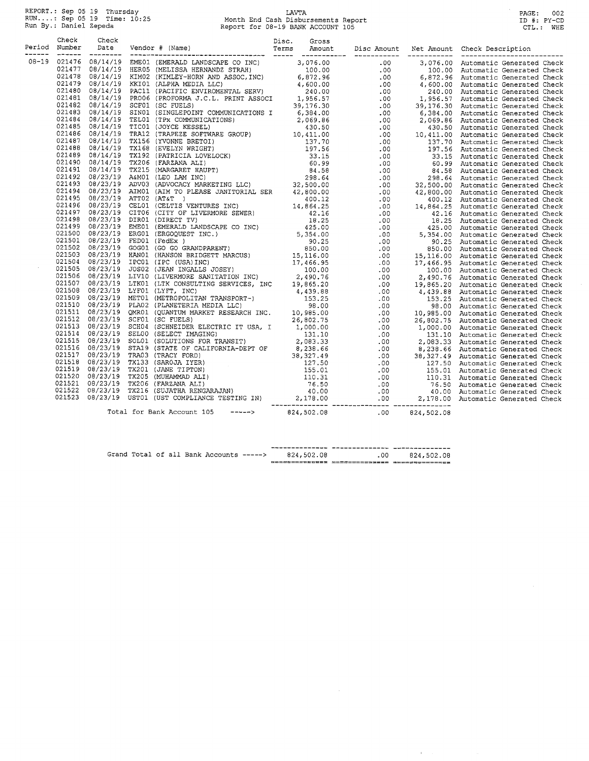REPORT.: Sep 05 19 Thursday
RUN....: Sep 05 19 Time: 10:25
Run By.: Daniel Zepeda

LAVTA
Month End Cash Disbursements Report
Report for 08-19 BANK ACCOUNT 105

PAGE: 002
ID #: PY-CD
CTL.: WHE

| Period | Check Number | Check Date | Vendor # (Name) | Disc. Terms | Gross Amount | Disc Amount | Net Amount | Check Description |
|---|---|---|---|---|---|---|---|---|
| 08-19 | 021476 | 08/14/19 | EME01 (EMERALD LANDSCAPE CO INC) | | 3,076.00 | .00 | 3,076.00 | Automatic Generated Check |
| | 021477 | 08/14/19 | HER05 (MELISSA HERNANDZ STRAH) | | 100.00 | .00 | 100.00 | Automatic Generated Check |
| | 021478 | 08/14/19 | KIM02 (KIMLEY-HORN AND ASSOC,INC) | | 6,872.96 | .00 | 6,872.96 | Automatic Generated Check |
| | 021479 | 08/14/19 | KKI01 (ALPHA MEDIA LLC) | | 4,600.00 | .00 | 4,600.00 | Automatic Generated Check |
| | 021480 | 08/14/19 | PAC11 (PACIFIC ENVIROMENTAL SERV) | | 240.00 | .00 | 240.00 | Automatic Generated Check |
| | 021481 | 08/14/19 | PRO06 (PROFORMA J.C.L. PRINT ASSOCI | | 1,956.57 | .00 | 1,956.57 | Automatic Generated Check |
| | 021482 | 08/14/19 | SCF01 (SC FUELS) | | 39,176.30 | .00 | 39,176.30 | Automatic Generated Check |
| | 021483 | 08/14/19 | SIN01 (SINGLEPOINT COMMUNICATIONS I | | 6,384.00 | .00 | 6,384.00 | Automatic Generated Check |
| | 021484 | 08/14/19 | TEL01 (TPx COMMUNICATIONS) | | 2,069.86 | .00 | 2,069.86 | Automatic Generated Check |
| | 021485 | 08/14/19 | TIC01 (JOYCE KESSEL) | | 430.50 | .00 | 430.50 | Automatic Generated Check |
| | 021486 | 08/14/19 | TRA12 (TRAPEZE SOFTWARE GROUP) | | 10,411.00 | .00 | 10,411.00 | Automatic Generated Check |
| | 021487 | 08/14/19 | TX156 (YVONNE BRETOI) | | 137.70 | .00 | 137.70 | Automatic Generated Check |
| | 021488 | 08/14/19 | TX168 (EVELYN WRIGHT) | | 197.56 | .00 | 197.56 | Automatic Generated Check |
| | 021489 | 08/14/19 | TX192 (PATRICIA LOVELOCK) | | 33.15 | .00 | 33.15 | Automatic Generated Check |
| | 021490 | 08/14/19 | TX206 (FARZANA ALI) | | 60.99 | .00 | 60.99 | Automatic Generated Check |
| | 021491 | 08/14/19 | TX215 (MARGARET HAUPT) | | 84.58 | .00 | 84.58 | Automatic Generated Check |
| | 021492 | 08/23/19 | A&M01 (LEO LAM INC) | | 298.64 | .00 | 298.64 | Automatic Generated Check |
| | 021493 | 08/23/19 | ADV03 (ADVOCACY MARKETING LLC) | | 32,500.00 | .00 | 32,500.00 | Automatic Generated Check |
| | 021494 | 08/23/19 | AIM01 (AIM TO PLEASE JANITORIAL SER | | 42,800.00 | .00 | 42,800.00 | Automatic Generated Check |
| | 021495 | 08/23/19 | ATT02 (AT&T ) | | 400.12 | .00 | 400.12 | Automatic Generated Check |
| | 021496 | 08/23/19 | CEL01 (CELTIS VENTURES INC) | | 14,864.25 | .00 | 14,864.25 | Automatic Generated Check |
| | 021497 | 08/23/19 | CIT06 (CITY OF LIVERMORE SEWER) | | 42.16 | .00 | 42.16 | Automatic Generated Check |
| | 021498 | 08/23/19 | DIR01 (DIRECT TV) | | 18.25 | .00 | 18.25 | Automatic Generated Check |
| | 021499 | 08/23/19 | EME01 (EMERALD LANDSCAPE CO INC) | | 425.00 | .00 | 425.00 | Automatic Generated Check |
| | 021500 | 08/23/19 | ERG01 (ERGOQUEST INC.) | | 5,354.00 | .00 | 5,354.00 | Automatic Generated Check |
| | 021501 | 08/23/19 | FED01 (FedEx ) | | 90.25 | .00 | 90.25 | Automatic Generated Check |
| | 021502 | 08/23/19 | GOG01 (GO GO GRANDPARENT) | | 850.00 | .00 | 850.00 | Automatic Generated Check |
| | 021503 | 08/23/19 | HAN01 (HANSON BRIDGETT MARCUS) | | 15,116.00 | .00 | 15,116.00 | Automatic Generated Check |
| | 021504 | 08/23/19 | IPC01 (IPC (USA)INC) | | 17,466.95 | .00 | 17,466.95 | Automatic Generated Check |
| | 021505 | 08/23/19 | JOS02 (JEAN INGALLS JOSEY) | | 100.00 | .00 | 100.00 | Automatic Generated Check |
| | 021506 | 08/23/19 | LIV10 (LIVERMORE SANITATION INC) | | 2,490.76 | .00 | 2,490.76 | Automatic Generated Check |
| | 021507 | 08/23/19 | LTK01 (LTK CONSULTING SERVICES, INC | | 19,865.20 | .00 | 19,865.20 | Automatic Generated Check |
| | 021508 | 08/23/19 | LYF01 (LYFT, INC) | | 4,439.88 | .00 | 4,439.88 | Automatic Generated Check |
| | 021509 | 08/23/19 | MET01 (METROPOLITAN TRANSPORT-) | | 153.25 | .00 | 153.25 | Automatic Generated Check |
| | 021510 | 08/23/19 | PLA02 (PLANETERIA MEDIA LLC) | | 98.00 | .00 | 98.00 | Automatic Generated Check |
| | 021511 | 08/23/19 | QMR01 (QUANTUM MARKET RESEARCH INC. | | 10,985.00 | .00 | 10,985.00 | Automatic Generated Check |
| | 021512 | 08/23/19 | SCF01 (SC FUELS) | | 26,802.75 | .00 | 26,802.75 | Automatic Generated Check |
| | 021513 | 08/23/19 | SCH04 (SCHNEIDER ELECTRIC IT USA, I | | 1,000.00 | .00 | 1,000.00 | Automatic Generated Check |
| | 021514 | 08/23/19 | SEL00 (SELECT IMAGING) | | 131.10 | .00 | 131.10 | Automatic Generated Check |
| | 021515 | 08/23/19 | SOL01 (SOLUTIONS FOR TRANSIT) | | 2,083.33 | .00 | 2,083.33 | Automatic Generated Check |
| | 021516 | 08/23/19 | STA19 (STATE OF CALIFORNIA-DEPT OF | | 8,238.66 | .00 | 8,238.66 | Automatic Generated Check |
| | 021517 | 08/23/19 | TRA03 (TRACY FORD) | | 38,327.49 | .00 | 38,327.49 | Automatic Generated Check |
| | 021518 | 08/23/19 | TX133 (SAROJA IYER) | | 127.50 | .00 | 127.50 | Automatic Generated Check |
| | 021519 | 08/23/19 | TX201 (JANE TIPTON) | | 155.01 | .00 | 155.01 | Automatic Generated Check |
| | 021520 | 08/23/19 | TX205 (MUHAMMAD ALI) | | 110.31 | .00 | 110.31 | Automatic Generated Check |
| | 021521 | 08/23/19 | TX206 (FARZANA ALI) | | 76.50 | .00 | 76.50 | Automatic Generated Check |
| | 021522 | 08/23/19 | TX216 (SUJATHA RENGARAJAN) | | 40.00 | .00 | 40.00 | Automatic Generated Check |
| | 021523 | 08/23/19 | UST01 (UST COMPLIANCE TESTING IN) | | 2,178.00 | .00 | 2,178.00 | Automatic Generated Check |
| | | | Total for Bank Account 105 -----> | | 824,502.08 | .00 | 824,502.08 | |
| | | | Grand Total of all Bank Accounts -----> | | 824,502.08 | .00 | 824,502.08 | |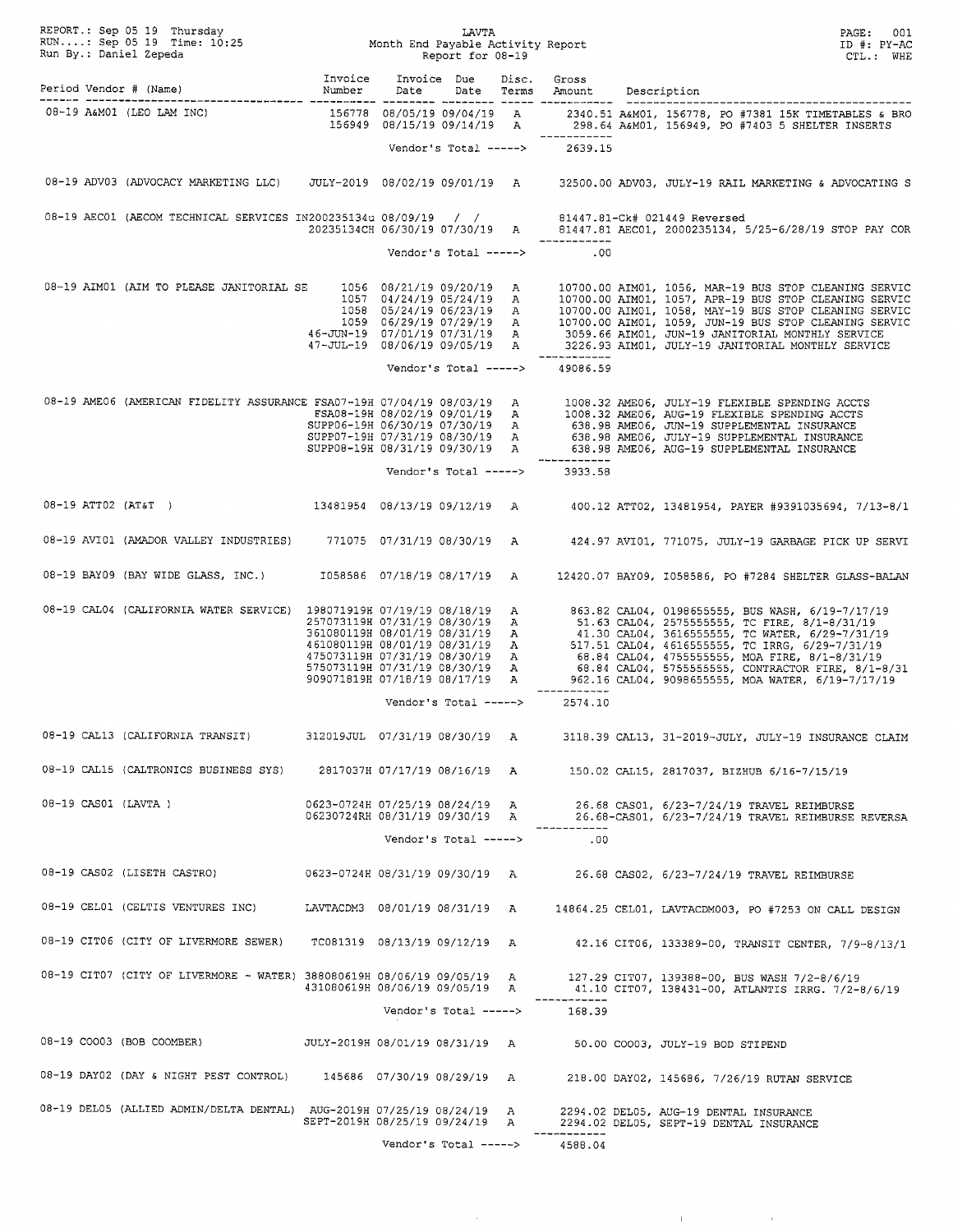REPORT.: Sep 05 19 Thursday
RUN....: Sep 05 19 Time: 10:25
Run By.: Daniel Zepeda

# LAVTA
## Month End Payable Activity Report
### Report for 08-19

PAGE: 001
ID #: PY-AC
CTL.: WHE

| Period Vendor # (Name) | Invoice Number | Invoice Date | Due Date | Disc. Terms | Gross Amount | Description |
|---|---|---|---|---|---|---|
| 08-19 A&M01 (LEO LAM INC) | 156778 | 08/05/19 | 09/04/19 | A | 2340.51 | A&M01, 156778, PO #7381 15K TIMETABLES & BRO |
| | 156949 | 08/15/19 | 09/14/19 | A | 298.64 | A&M01, 156949, PO #7403 5 SHELTER INSERTS |
| | | Vendor's Total -----> | | | 2639.15 | |
| 08-19 ADV03 (ADVOCACY MARKETING LLC) | JULY-2019 | 08/02/19 | 09/01/19 | A | 32500.00 | ADV03, JULY-19 RAIL MARKETING & ADVOCATING S |
| 08-19 AEC01 (AECOM TECHNICAL SERVICES | IN200235134u | 08/09/19 | / / | | 81447.81- | Ck# 021449 Reversed |
| | 20235134CH | 06/30/19 | 07/30/19 | A | 81447.81 | AEC01, 2000235134, 5/25-6/28/19 STOP PAY COR |
| | | Vendor's Total -----> | | | .00 | |
| 08-19 AIM01 (AIM TO PLEASE JANITORIAL SE | 1056 | 08/21/19 | 09/20/19 | A | 10700.00 | AIM01, 1056, MAR-19 BUS STOP CLEANING SERVIC |
| | 1057 | 04/24/19 | 05/24/19 | A | 10700.00 | AIM01, 1057, APR-19 BUS STOP CLEANING SERVIC |
| | 1058 | 05/24/19 | 06/23/19 | A | 10700.00 | AIM01, 1058, MAY-19 BUS STOP CLEANING SERVIC |
| | 1059 | 06/29/19 | 07/29/19 | A | 10700.00 | AIM01, 1059, JUN-19 BUS STOP CLEANING SERVIC |
| | 46-JUN-19 | 07/01/19 | 07/31/19 | A | 3059.66 | AIM01, JUN-19 JANITORIAL MONTHLY SERVICE |
| | 47-JUL-19 | 08/06/19 | 09/05/19 | A | 3226.93 | AIM01, JULY-19 JANITORIAL MONTHLY SERVICE |
| | | Vendor's Total -----> | | | 49086.59 | |
| 08-19 AME06 (AMERICAN FIDELITY ASSURANCE | FSA07-19H | 07/04/19 | 08/03/19 | A | 1008.32 | AME06, JULY-19 FLEXIBLE SPENDING ACCTS |
| | FSA08-19H | 08/02/19 | 09/01/19 | A | 1008.32 | AME06, AUG-19 FLEXIBLE SPENDING ACCTS |
| | SUPP06-19H | 06/30/19 | 07/30/19 | A | 638.98 | AME06, JUN-19 SUPPLEMENTAL INSURANCE |
| | SUPP07-19H | 07/31/19 | 08/30/19 | A | 638.98 | AME06, JULY-19 SUPPLEMENTAL INSURANCE |
| | SUPP08-19H | 08/31/19 | 09/30/19 | A | 638.98 | AME06, AUG-19 SUPPLEMENTAL INSURANCE |
| | | Vendor's Total -----> | | | 3933.58 | |
| 08-19 ATT02 (AT&T ) | 13481954 | 08/13/19 | 09/12/19 | A | 400.12 | ATT02, 13481954, PAYER #9391035694, 7/13-8/1 |
| 08-19 AVI01 (AMADOR VALLEY INDUSTRIES) | 771075 | 07/31/19 | 08/30/19 | A | 424.97 | AVI01, 771075, JULY-19 GARBAGE PICK UP SERVI |
| 08-19 BAY09 (BAY WIDE GLASS, INC.) | I058586 | 07/18/19 | 08/17/19 | A | 12420.07 | BAY09, I058586, PO #7284 SHELTER GLASS-BALAN |
| 08-19 CAL04 (CALIFORNIA WATER SERVICE) | 198071919H | 07/19/19 | 08/18/19 | A | 863.82 | CAL04, 0198655555, BUS WASH, 6/19-7/17/19 |
| | 257073119H | 07/31/19 | 08/30/19 | A | 51.63 | CAL04, 2575555555, TC FIRE, 8/1-8/31/19 |
| | 361080119H | 08/01/19 | 08/31/19 | A | 41.30 | CAL04, 3616555555, TC WATER, 6/29-7/31/19 |
| | 461080119H | 08/01/19 | 08/31/19 | A | 517.51 | CAL04, 4616555555, TC IRRG, 6/29-7/31/19 |
| | 475073119H | 07/31/19 | 08/30/19 | A | 68.84 | CAL04, 4755555555, MOA FIRE, 8/1-8/31/19 |
| | 575073119H | 07/31/19 | 08/30/19 | A | 68.84 | CAL04, 5755555555, CONTRACTOR FIRE, 8/1-8/31 |
| | 909071819H | 07/18/19 | 08/17/19 | A | 962.16 | CAL04, 9098655555, MOA WATER, 6/19-7/17/19 |
| | | Vendor's Total -----> | | | 2574.10 | |
| 08-19 CAL13 (CALIFORNIA TRANSIT) | 312019JUL | 07/31/19 | 08/30/19 | A | 3118.39 | CAL13, 31-2019-JULY, JULY-19 INSURANCE CLAIM |
| 08-19 CAL15 (CALTRONICS BUSINESS SYS) | 2817037H | 07/17/19 | 08/16/19 | A | 150.02 | CAL15, 2817037, BIZHUB 6/16-7/15/19 |
| 08-19 CAS01 (LAVTA ) | 0623-0724H | 07/25/19 | 08/24/19 | A | 26.68 | CAS01, 6/23-7/24/19 TRAVEL REIMBURSE |
| | 06230724RH | 08/31/19 | 09/30/19 | A | 26.68- | CAS01, 6/23-7/24/19 TRAVEL REIMBURSE REVERSA |
| | | Vendor's Total -----> | | | .00 | |
| 08-19 CAS02 (LISETH CASTRO) | 0623-0724H | 08/31/19 | 09/30/19 | A | 26.68 | CAS02, 6/23-7/24/19 TRAVEL REIMBURSE |
| 08-19 CEL01 (CELTIS VENTURES INC) | LAVTACDM3 | 08/01/19 | 08/31/19 | A | 14864.25 | CEL01, LAVTACDM003, PO #7253 ON CALL DESIGN |
| 08-19 CIT06 (CITY OF LIVERMORE SEWER) | TC081319 | 08/13/19 | 09/12/19 | A | 42.16 | CIT06, 133389-00, TRANSIT CENTER, 7/9-8/13/1 |
| 08-19 CIT07 (CITY OF LIVERMORE - WATER) | 388080619H | 08/06/19 | 09/05/19 | A | 127.29 | CIT07, 139388-00, BUS WASH 7/2-8/6/19 |
| | 431080619H | 08/06/19 | 09/05/19 | A | 41.10 | CIT07, 138431-00, ATLANTIS IRRG. 7/2-8/6/19 |
| | | Vendor's Total -----> | | | 168.39 | |
| 08-19 COO03 (BOB COOMBER) | JULY-2019H | 08/01/19 | 08/31/19 | A | 50.00 | COO03, JULY-19 BOD STIPEND |
| 08-19 DAY02 (DAY & NIGHT PEST CONTROL) | 145686 | 07/30/19 | 08/29/19 | A | 218.00 | DAY02, 145686, 7/26/19 RUTAN SERVICE |
| 08-19 DEL05 (ALLIED ADMIN/DELTA DENTAL) | AUG-2019H | 07/25/19 | 08/24/19 | A | 2294.02 | DEL05, AUG-19 DENTAL INSURANCE |
| | SEPT-2019H | 08/25/19 | 09/24/19 | A | 2294.02 | DEL05, SEPT-19 DENTAL INSURANCE |
| | | Vendor's Total -----> | | | 4588.04 | |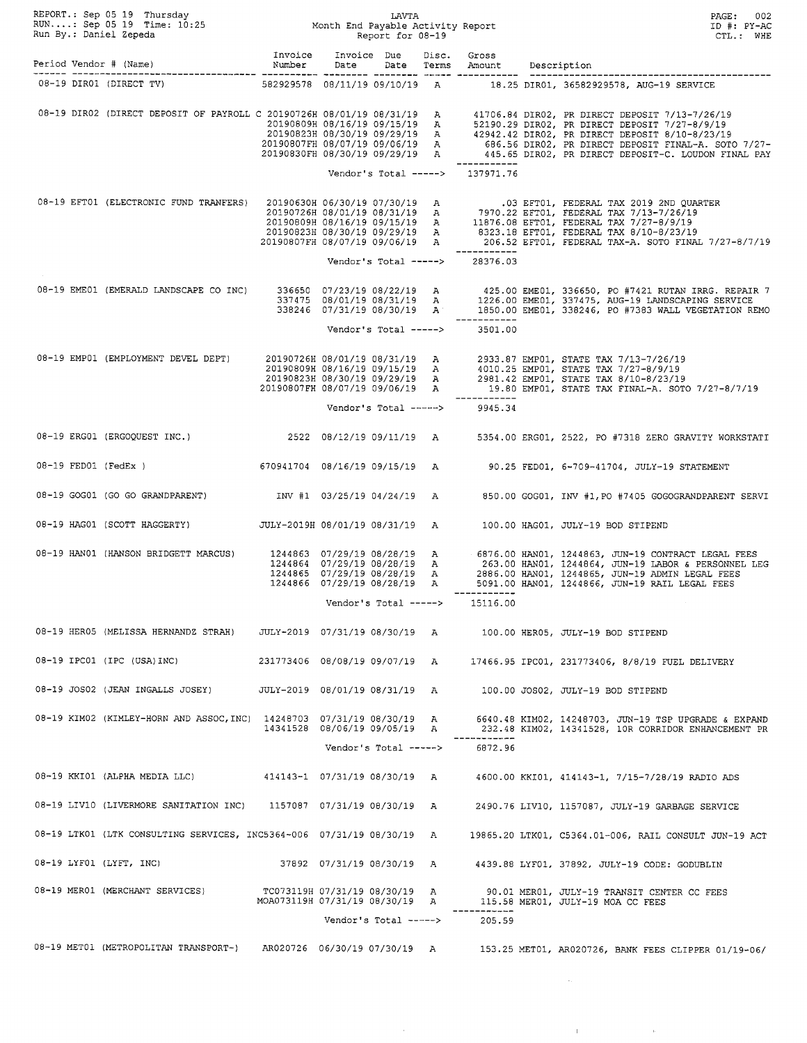REPORT.: Sep 05 19 Thursday
RUN....: Sep 05 19 Time: 10:25
Run By.: Daniel Zepeda

# LAVTA
## Month End Payable Activity Report
### Report for 08-19

ID #: PY-AC
CTL.: WHE

| Period | Vendor # (Name) | Invoice Number | Invoice Date | Due Date | Disc. Terms | Gross Amount | Description |
|---|---|---|---|---|---|---|---|
| 08-19 | DIR01 (DIRECT TV) | 582929578 | 08/11/19 | 09/10/19 | A | 18.25 | DIR01, 36582929578, AUG-19 SERVICE |
| 08-19 | DIR02 (DIRECT DEPOSIT OF PAYROLL C | 20190726H | 08/01/19 | 08/31/19 | A | 41706.84 | DIR02, PR DIRECT DEPOSIT 7/13-7/26/19 |
| | | 20190809H | 08/16/19 | 09/15/19 | A | 52190.29 | DIR02, PR DIRECT DEPOSIT 7/27-8/9/19 |
| | | 20190823H | 08/30/19 | 09/29/19 | A | 42942.42 | DIR02, PR DIRECT DEPOSIT 8/10-8/23/19 |
| | | 20190807FH | 08/07/19 | 09/06/19 | A | 686.56 | DIR02, PR DIRECT DEPOSIT FINAL-A. SOTO 7/27- |
| | | 20190830FH | 08/30/19 | 09/29/19 | A | 445.65 | DIR02, PR DIRECT DEPOSIT-C. LOUDON FINAL PAY |
| | | | | Vendor's Total -----> | | 137971.76 | |
| 08-19 | EFT01 (ELECTRONIC FUND TRANFERS) | 20190630H | 06/30/19 | 07/30/19 | A | .03 | EFT01, FEDERAL TAX 2019 2ND QUARTER |
| | | 20190726H | 08/01/19 | 08/31/19 | A | 7970.22 | EFT01, FEDERAL TAX 7/13-7/26/19 |
| | | 20190809H | 08/16/19 | 09/15/19 | A | 11876.08 | EFT01, FEDERAL TAX 7/27-8/9/19 |
| | | 20190823H | 08/30/19 | 09/29/19 | A | 8323.18 | EFT01, FEDERAL TAX 8/10-8/23/19 |
| | | 20190807FH | 08/07/19 | 09/06/19 | A | 206.52 | EFT01, FEDERAL TAX-A. SOTO FINAL 7/27-8/7/19 |
| | | | | Vendor's Total -----> | | 28376.03 | |
| 08-19 | EME01 (EMERALD LANDSCAPE CO INC) | 336650 | 07/23/19 | 08/22/19 | A | 425.00 | EME01, 336650, PO #7421 RUTAN IRRG. REPAIR 7 |
| | | 337475 | 08/01/19 | 08/31/19 | A | 1226.00 | EME01, 337475, AUG-19 LANDSCAPING SERVICE |
| | | 338246 | 07/31/19 | 08/30/19 | A | 1850.00 | EME01, 338246, PO #7383 WALL VEGETATION REMO |
| | | | | Vendor's Total -----> | | 3501.00 | |
| 08-19 | EMP01 (EMPLOYMENT DEVEL DEPT) | 20190726H | 08/01/19 | 08/31/19 | A | 2933.87 | EMP01, STATE TAX 7/13-7/26/19 |
| | | 20190809H | 08/16/19 | 09/15/19 | A | 4010.25 | EMP01, STATE TAX 7/27-8/9/19 |
| | | 20190823H | 08/30/19 | 09/29/19 | A | 2981.42 | EMP01, STATE TAX 8/10-8/23/19 |
| | | 20190807FH | 08/07/19 | 09/06/19 | A | 19.80 | EMP01, STATE TAX FINAL-A. SOTO 7/27-8/7/19 |
| | | | | Vendor's Total -----> | | 9945.34 | |
| 08-19 | ERG01 (ERGOQUEST INC.) | 2522 | 08/12/19 | 09/11/19 | A | 5354.00 | ERG01, 2522, PO #7318 ZERO GRAVITY WORKSTATI |
| 08-19 | FED01 (FedEx ) | 670941704 | 08/16/19 | 09/15/19 | A | 90.25 | FED01, 6-709-41704, JULY-19 STATEMENT |
| 08-19 | GOG01 (GO GO GRANDPARENT) | INV #1 | 03/25/19 | 04/24/19 | A | 850.00 | GOG01, INV #1,PO #7405 GOGOGRANDPARENT SERVI |
| 08-19 | HAG01 (SCOTT HAGGERTY) | JULY-2019H | 08/01/19 | 08/31/19 | A | 100.00 | HAG01, JULY-19 BOD STIPEND |
| 08-19 | HAN01 (HANSON BRIDGETT MARCUS) | 1244863 | 07/29/19 | 08/28/19 | A | 6876.00 | HAN01, 1244863, JUN-19 CONTRACT LEGAL FEES |
| | | 1244864 | 07/29/19 | 08/28/19 | A | 263.00 | HAN01, 1244864, JUN-19 LABOR & PERSONNEL LEG |
| | | 1244865 | 07/29/19 | 08/28/19 | A | 2886.00 | HAN01, 1244865, JUN-19 ADMIN LEGAL FEES |
| | | 1244866 | 07/29/19 | 08/28/19 | A | 5091.00 | HAN01, 1244866, JUN-19 RAIL LEGAL FEES |
| | | | | Vendor's Total -----> | | 15116.00 | |
| 08-19 | HER05 (MELISSA HERNANDZ STRAH) | JULY-2019 | 07/31/19 | 08/30/19 | A | 100.00 | HER05, JULY-19 BOD STIPEND |
| 08-19 | IPC01 (IPC (USA)INC) | 231773406 | 08/08/19 | 09/07/19 | A | 17466.95 | IPC01, 231773406, 8/8/19 FUEL DELIVERY |
| 08-19 | JOS02 (JEAN INGALLS JOSEY) | JULY-2019 | 08/01/19 | 08/31/19 | A | 100.00 | JOS02, JULY-19 BOD STIPEND |
| 08-19 | KIM02 (KIMLEY-HORN AND ASSOC,INC) | 14248703 | 07/31/19 | 08/30/19 | A | 6640.48 | KIM02, 14248703, JUN-19 TSP UPGRADE & EXPAND |
| | | 14341528 | 08/06/19 | 09/05/19 | A | 232.48 | KIM02, 14341528, 10R CORRIDOR ENHANCEMENT PR |
| | | | | Vendor's Total -----> | | 6872.96 | |
| 08-19 | KKI01 (ALPHA MEDIA LLC) | 414143-1 | 07/31/19 | 08/30/19 | A | 4600.00 | KKI01, 414143-1, 7/15-7/28/19 RADIO ADS |
| 08-19 | LIV10 (LIVERMORE SANITATION INC) | 1157087 | 07/31/19 | 08/30/19 | A | 2490.76 | LIV10, 1157087, JULY-19 GARBAGE SERVICE |
| 08-19 | LTK01 (LTK CONSULTING SERVICES, INC | 5364-006 | 07/31/19 | 08/30/19 | A | 19865.20 | LTK01, C5364.01-006, RAIL CONSULT JUN-19 ACT |
| 08-19 | LYF01 (LYFT, INC) | 37892 | 07/31/19 | 08/30/19 | A | 4439.88 | LYF01, 37892, JULY-19 CODE: GODUBLIN |
| 08-19 | MER01 (MERCHANT SERVICES) | TC073119H | 07/31/19 | 08/30/19 | A | 90.01 | MER01, JULY-19 TRANSIT CENTER CC FEES |
| | | MOA073119H | 07/31/19 | 08/30/19 | A | 115.58 | MER01, JULY-19 MOA CC FEES |
| | | | | Vendor's Total -----> | | 205.59 | |
| 08-19 | MET01 (METROPOLITAN TRANSPORT-) | AR020726 | 06/30/19 | 07/30/19 | A | 153.25 | MET01, AR020726, BANK FEES CLIPPER 01/19-06/ |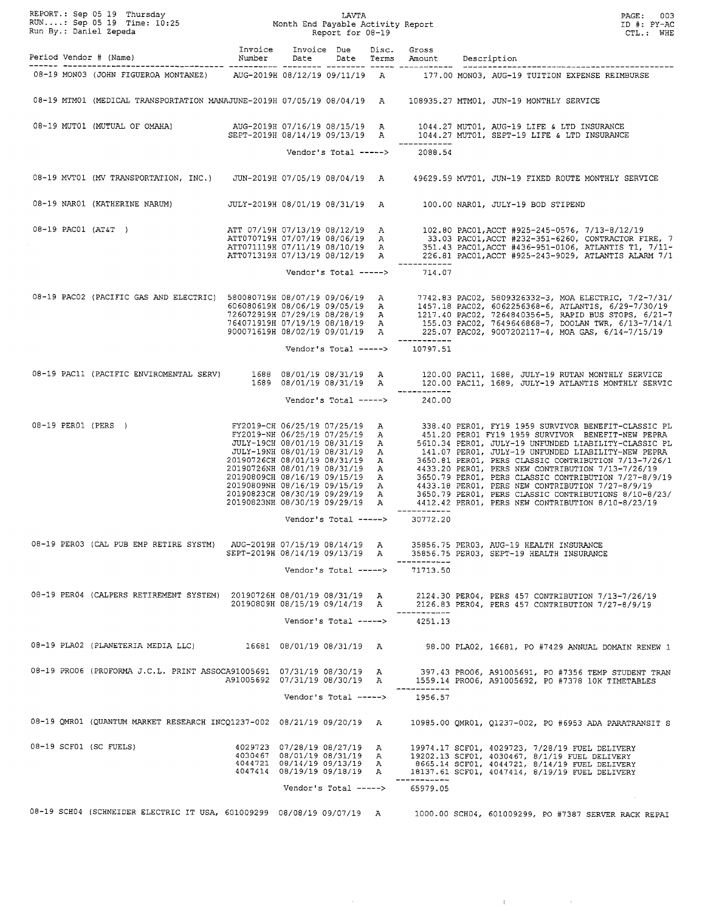REPORT.: Sep 05 19 Thursday
RUN....: Sep 05 19 Time: 10:25
Run By.: Daniel Zepeda

LAVTA
Month End Payable Activity Report
Report for 08-19

ID #: PY-AC
CTL.: WHE

| Period Vendor # (Name) | Invoice Number | Invoice Date | Due Date | Disc. Terms | Gross Amount | Description |
|---|---|---|---|---|---|---|
| 08-19 MON03 (JOHN FIGUEROA MONTANEZ) | AUG-2019H | 08/12/19 | 09/11/19 | A | 177.00 | MON03, AUG-19 TUITION EXPENSE REIMBURSE |
| 08-19 MTM01 (MEDICAL TRANSPORTATION MANA | JUNE-2019H | 07/05/19 | 08/04/19 | A | 108935.27 | MTM01, JUN-19 MONTHLY SERVICE |
| 08-19 MUT01 (MUTUAL OF OMAHA) | AUG-2019H | 07/16/19 | 08/15/19 | A | 1044.27 | MUT01, AUG-19 LIFE & LTD INSURANCE |
| | SEPT-2019H | 08/14/19 | 09/13/19 | A | 1044.27 | MUT01, SEPT-19 LIFE & LTD INSURANCE |
| | | Vendor's Total -----> | | | 2088.54 | |
| 08-19 MVT01 (MV TRANSPORTATION, INC.) | JUN-2019H | 07/05/19 | 08/04/19 | A | 49629.59 | MVT01, JUN-19 FIXED ROUTE MONTHLY SERVICE |
| 08-19 NAR01 (KATHERINE NARUM) | JULY-2019H | 08/01/19 | 08/31/19 | A | 100.00 | NAR01, JULY-19 BOD STIPEND |
| 08-19 PAC01 (AT&T ) | ATT 07/19H | 07/13/19 | 08/12/19 | A | 102.80 | PAC01,ACCT #925-245-0576, 7/13-8/12/19 |
| | ATT070719H | 07/07/19 | 08/06/19 | A | 33.03 | PAC01,ACCT #232-351-6260, CONTRACTOR FIRE, 7 |
| | ATT071119H | 07/11/19 | 08/10/19 | A | 351.43 | PAC01,ACCT #436-951-0106, ATLANTIS T1, 7/11- |
| | ATT071319H | 07/13/19 | 08/12/19 | A | 226.81 | PAC01,ACCT #925-243-9029, ATLANTIS ALARM 7/1 |
| | | Vendor's Total -----> | | | 714.07 | |
| 08-19 PAC02 (PACIFIC GAS AND ELECTRIC) | 580080719H | 08/07/19 | 09/06/19 | A | 7742.83 | PAC02, 5809326332-3, MOA ELECTRIC, 7/2-7/31/ |
| | 606080619H | 08/06/19 | 09/05/19 | A | 1457.18 | PAC02, 6062256368-6, ATLANTIS, 6/29-7/30/19 |
| | 726072919H | 07/29/19 | 08/28/19 | A | 1217.40 | PAC02, 7264840356-5, RAPID BUS STOPS, 6/21-7 |
| | 764071919H | 07/19/19 | 08/18/19 | A | 155.03 | PAC02, 7649646868-7, DOOLAN TWR, 6/13-7/14/1 |
| | 900071619H | 08/02/19 | 09/01/19 | A | 225.07 | PAC02, 9007202117-4, MOA GAS, 6/14-7/15/19 |
| | | Vendor's Total -----> | | | 10797.51 | |
| 08-19 PAC11 (PACIFIC ENVIROMENTAL SERV) | 1688 | 08/01/19 | 08/31/19 | A | 120.00 | PAC11, 1688, JULY-19 RUTAN MONTHLY SERVICE |
| | 1689 | 08/01/19 | 08/31/19 | A | 120.00 | PAC11, 1689, JULY-19 ATLANTIS MONTHLY SERVIC |
| | | Vendor's Total -----> | | | 240.00 | |
| 08-19 PER01 (PERS ) | FY2019-CH | 06/25/19 | 07/25/19 | A | 338.40 | PER01, FY19 1959 SURVIVOR BENEFIT-CLASSIC PL |
| | FY2019-NH | 06/25/19 | 07/25/19 | A | 451.20 | PER01 FY19 1959 SURVIVOR BENEFIT-NEW PEPRA |
| | JULY-19CH | 08/01/19 | 08/31/19 | A | 5610.34 | PER01, JULY-19 UNFUNDED LIABILITY-CLASSIC PL |
| | JULY-19NH | 08/01/19 | 08/31/19 | A | 141.07 | PER01, JULY-19 UNFUNDED LIABILITY-NEW PEPRA |
| | 20190726CH | 08/01/19 | 08/31/19 | A | 3650.81 | PER01, PERS CLASSIC CONTRIBUTION 7/13-7/26/1 |
| | 20190726NH | 08/01/19 | 08/31/19 | A | 4433.20 | PER01, PERS NEW CONTRIBUTION 7/13-7/26/19 |
| | 20190809CH | 08/16/19 | 09/15/19 | A | 3650.79 | PER01, PERS CLASSIC CONTRIBUTION 7/27-8/9/19 |
| | 20190809NH | 08/16/19 | 09/15/19 | A | 4433.18 | PER01, PERS NEW CONTRIBUTION 7/27-8/9/19 |
| | 20190823CH | 08/30/19 | 09/29/19 | A | 3650.79 | PER01, PERS CLASSIC CONTRIBUTIONS 8/10-8/23/ |
| | 20190823NH | 08/30/19 | 09/29/19 | A | 4412.42 | PER01, PERS NEW CONTRIBUTION 8/10-8/23/19 |
| | | Vendor's Total -----> | | | 30772.20 | |
| 08-19 PER03 (CAL PUB EMP RETIRE SYSTM) | AUG-2019H | 07/15/19 | 08/14/19 | A | 35856.75 | PER03, AUG-19 HEALTH INSURANCE |
| | SEPT-2019H | 08/14/19 | 09/13/19 | A | 35856.75 | PER03, SEPT-19 HEALTH INSURANCE |
| | | Vendor's Total -----> | | | 71713.50 | |
| 08-19 PER04 (CALPERS RETIREMENT SYSTEM) | 20190726H | 08/01/19 | 08/31/19 | A | 2124.30 | PER04, PERS 457 CONTRIBUTION 7/13-7/26/19 |
| | 20190809H | 08/15/19 | 09/14/19 | A | 2126.83 | PER04, PERS 457 CONTRIBUTION 7/27-8/9/19 |
| | | Vendor's Total -----> | | | 4251.13 | |
| 08-19 PLA02 (PLANETERIA MEDIA LLC) | 16681 | 08/01/19 | 08/31/19 | A | 98.00 | PLA02, 16681, PO #7429 ANNUAL DOMAIN RENEW 1 |
| 08-19 PRO06 (PROFORMA J.C.L. PRINT ASSOC | A91005691 | 07/31/19 | 08/30/19 | A | 397.43 | PRO06, A91005691, PO #7356 TEMP STUDENT TRAN |
| | A91005692 | 07/31/19 | 08/30/19 | A | 1559.14 | PRO06, A91005692, PO #7378 10K TIMETABLES |
| | | Vendor's Total -----> | | | 1956.57 | |
| 08-19 QMR01 (QUANTUM MARKET RESEARCH INC | Q1237-002 | 08/21/19 | 09/20/19 | A | 10985.00 | QMR01, Q1237-002, PO #6953 ADA PARATRANSIT S |
| 08-19 SCF01 (SC FUELS) | 4029723 | 07/28/19 | 08/27/19 | A | 19974.17 | SCF01, 4029723, 7/28/19 FUEL DELIVERY |
| | 4030467 | 08/01/19 | 08/31/19 | A | 19202.13 | SCF01, 4030467, 8/1/19 FUEL DELIVERY |
| | 4044721 | 08/14/19 | 09/13/19 | A | 8665.14 | SCF01, 4044721, 8/14/19 FUEL DELIVERY |
| | 4047414 | 08/19/19 | 09/18/19 | A | 18137.61 | SCF01, 4047414, 8/19/19 FUEL DELIVERY |
| | | Vendor's Total -----> | | | 65979.05 | |
| 08-19 SCH04 (SCHNEIDER ELECTRIC IT USA, | 601009299 | 08/08/19 | 09/07/19 | A | 1000.00 | SCH04, 601009299, PO #7387 SERVER RACK REPAI |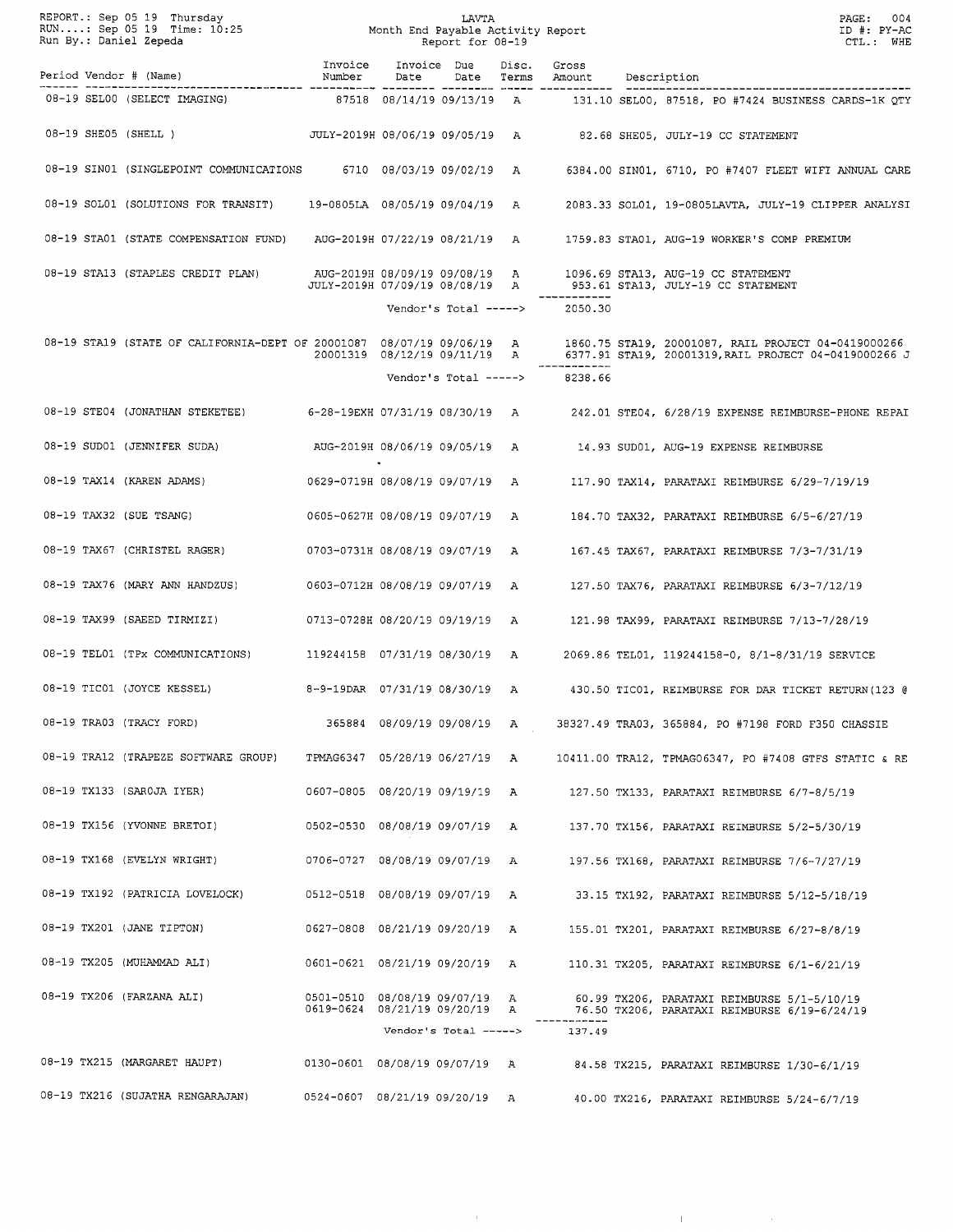REPORT.: Sep 05 19 Thursday
RUN....: Sep 05 19 Time: 10:25
Run By.: Daniel Zepeda

LAVTA
Month End Payable Activity Report
Report for 08-19

ID #: PY-AC
CTL.: WHE

| Period | Vendor # (Name) | Invoice Number | Invoice Date | Due Date | Disc. Terms | Gross Amount | Description |
|---|---|---|---|---|---|---|---|
| 08-19 | SEL00 (SELECT IMAGING) | 87518 | 08/14/19 | 09/13/19 | A | 131.10 | SEL00, 87518, PO #7424 BUSINESS CARDS-1K QTY |
| 08-19 | SHE05 (SHELL ) | JULY-2019H | 08/06/19 | 09/05/19 | A | 82.68 | SHE05, JULY-19 CC STATEMENT |
| 08-19 | SIN01 (SINGLEPOINT COMMUNICATIONS | 6710 | 08/03/19 | 09/02/19 | A | 6384.00 | SIN01, 6710, PO #7407 FLEET WIFI ANNUAL CARE |
| 08-19 | SOL01 (SOLUTIONS FOR TRANSIT) | 19-0805LA | 08/05/19 | 09/04/19 | A | 2083.33 | SOL01, 19-0805LAVTA, JULY-19 CLIPPER ANALYSI |
| 08-19 | STA01 (STATE COMPENSATION FUND) | AUG-2019H | 07/22/19 | 08/21/19 | A | 1759.83 | STA01, AUG-19 WORKER'S COMP PREMIUM |
| 08-19 | STA13 (STAPLES CREDIT PLAN) | AUG-2019H | 08/09/19 | 09/08/19 | A | 1096.69 | STA13, AUG-19 CC STATEMENT |
| | | JULY-2019H | 07/09/19 | 08/08/19 | A | 953.61 | STA13, JULY-19 CC STATEMENT |
| | | | Vendor's Total -----> | | | 2050.30 | |
| 08-19 | STA19 (STATE OF CALIFORNIA-DEPT OF | 20001087 | 08/07/19 | 09/06/19 | A | 1860.75 | STA19, 20001087, RAIL PROJECT 04-0419000266 |
| | | 20001319 | 08/12/19 | 09/11/19 | A | 6377.91 | STA19, 20001319,RAIL PROJECT 04-0419000266 J |
| | | | Vendor's Total -----> | | | 8238.66 | |
| 08-19 | STE04 (JONATHAN STEKETEE) | 6-28-19EXH | 07/31/19 | 08/30/19 | A | 242.01 | STE04, 6/28/19 EXPENSE REIMBURSE-PHONE REPAI |
| 08-19 | SUD01 (JENNIFER SUDA) | AUG-2019H | 08/06/19 | 09/05/19 | A | 14.93 | SUD01, AUG-19 EXPENSE REIMBURSE |
| 08-19 | TAX14 (KAREN ADAMS) | 0629-0719H | 08/08/19 | 09/07/19 | A | 117.90 | TAX14, PARATAXI REIMBURSE 6/29-7/19/19 |
| 08-19 | TAX32 (SUE TSANG) | 0605-0627H | 08/08/19 | 09/07/19 | A | 184.70 | TAX32, PARATAXI REIMBURSE 6/5-6/27/19 |
| 08-19 | TAX67 (CHRISTEL RAGER) | 0703-0731H | 08/08/19 | 09/07/19 | A | 167.45 | TAX67, PARATAXI REIMBURSE 7/3-7/31/19 |
| 08-19 | TAX76 (MARY ANN HANDZUS) | 0603-0712H | 08/08/19 | 09/07/19 | A | 127.50 | TAX76, PARATAXI REIMBURSE 6/3-7/12/19 |
| 08-19 | TAX99 (SAEED TIRMIZI) | 0713-0728H | 08/20/19 | 09/19/19 | A | 121.98 | TAX99, PARATAXI REIMBURSE 7/13-7/28/19 |
| 08-19 | TEL01 (TPx COMMUNICATIONS) | 119244158 | 07/31/19 | 08/30/19 | A | 2069.86 | TEL01, 119244158-0, 8/1-8/31/19 SERVICE |
| 08-19 | TIC01 (JOYCE KESSEL) | 8-9-19DAR | 07/31/19 | 08/30/19 | A | 430.50 | TIC01, REIMBURSE FOR DAR TICKET RETURN(123 @ |
| 08-19 | TRA03 (TRACY FORD) | 365884 | 08/09/19 | 09/08/19 | A | 38327.49 | TRA03, 365884, PO #7198 FORD F350 CHASSIE |
| 08-19 | TRA12 (TRAPEZE SOFTWARE GROUP) | TPMAG6347 | 05/28/19 | 06/27/19 | A | 10411.00 | TRA12, TPMAG06347, PO #7408 GTFS STATIC & RE |
| 08-19 | TX133 (SAROJA IYER) | 0607-0805 | 08/20/19 | 09/19/19 | A | 127.50 | TX133, PARATAXI REIMBURSE 6/7-8/5/19 |
| 08-19 | TX156 (YVONNE BRETOI) | 0502-0530 | 08/08/19 | 09/07/19 | A | 137.70 | TX156, PARATAXI REIMBURSE 5/2-5/30/19 |
| 08-19 | TX168 (EVELYN WRIGHT) | 0706-0727 | 08/08/19 | 09/07/19 | A | 197.56 | TX168, PARATAXI REIMBURSE 7/6-7/27/19 |
| 08-19 | TX192 (PATRICIA LOVELOCK) | 0512-0518 | 08/08/19 | 09/07/19 | A | 33.15 | TX192, PARATAXI REIMBURSE 5/12-5/18/19 |
| 08-19 | TX201 (JANE TIPTON) | 0627-0808 | 08/21/19 | 09/20/19 | A | 155.01 | TX201, PARATAXI REIMBURSE 6/27-8/8/19 |
| 08-19 | TX205 (MUHAMMAD ALI) | 0601-0621 | 08/21/19 | 09/20/19 | A | 110.31 | TX205, PARATAXI REIMBURSE 6/1-6/21/19 |
| 08-19 | TX206 (FARZANA ALI) | 0501-0510 | 08/08/19 | 09/07/19 | A | 60.99 | TX206, PARATAXI REIMBURSE 5/1-5/10/19 |
| | | 0619-0624 | 08/21/19 | 09/20/19 | A | 76.50 | TX206, PARATAXI REIMBURSE 6/19-6/24/19 |
| | | | Vendor's Total -----> | | | 137.49 | |
| 08-19 | TX215 (MARGARET HAUPT) | 0130-0601 | 08/08/19 | 09/07/19 | A | 84.58 | TX215, PARATAXI REIMBURSE 1/30-6/1/19 |
| 08-19 | TX216 (SUJATHA RENGARAJAN) | 0524-0607 | 08/21/19 | 09/20/19 | A | 40.00 | TX216, PARATAXI REIMBURSE 5/24-6/7/19 |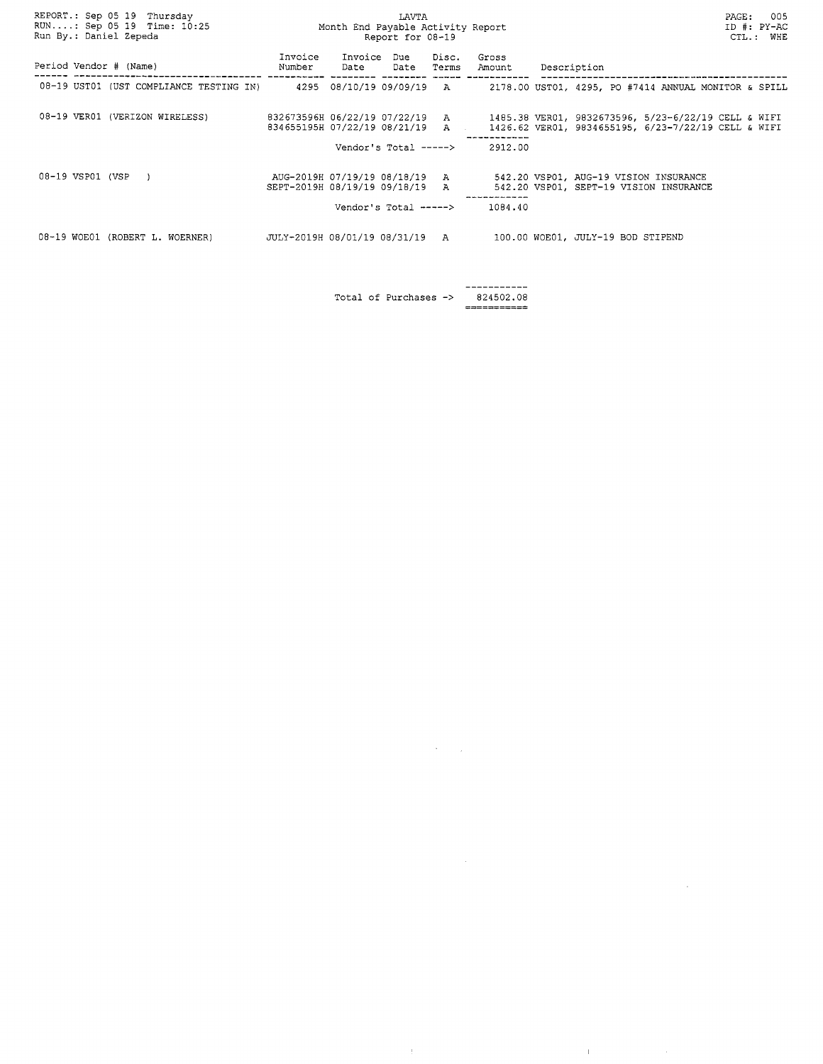REPORT.: Sep 05 19 Thursday
RUN....: Sep 05 19 Time: 10:25
Run By.: Daniel Zepeda

LAVTA
Month End Payable Activity Report
Report for 08-19

PAGE: 005
ID #: PY-AC
CTL.: WHE

| Period | Vendor # (Name) | Invoice Number | Invoice Date | Due Date | Disc. Terms | Gross Amount | Description |
|---|---|---|---|---|---|---|---|
| 08-19 | UST01 (UST COMPLIANCE TESTING IN) | 4295 | 08/10/19 | 09/09/19 | A | 2178.00 | UST01, 4295, PO #7414 ANNUAL MONITOR & SPILL |
| 08-19 | VER01 (VERIZON WIRELESS) | 832673596H | 06/22/19 | 07/22/19 | A | 1485.38 | VER01, 9832673596, 5/23-6/22/19 CELL & WIFI |
| | | 834655195H | 07/22/19 | 08/21/19 | A | 1426.62 | VER01, 9834655195, 6/23-7/22/19 CELL & WIFI |
| | | Vendor's Total -----> | | | | 2912.00 | |
| 08-19 | VSP01 (VSP ) | AUG-2019H | 07/19/19 | 08/18/19 | A | 542.20 | VSP01, AUG-19 VISION INSURANCE |
| | | SEPT-2019H | 08/19/19 | 09/18/19 | A | 542.20 | VSP01, SEPT-19 VISION INSURANCE |
| | | Vendor's Total -----> | | | | 1084.40 | |
| 08-19 | WOE01 (ROBERT L. WOERNER) | JULY-2019H | 08/01/19 | 08/31/19 | A | 100.00 | WOE01, JULY-19 BOD STIPEND |

Total of Purchases -> 824502.08